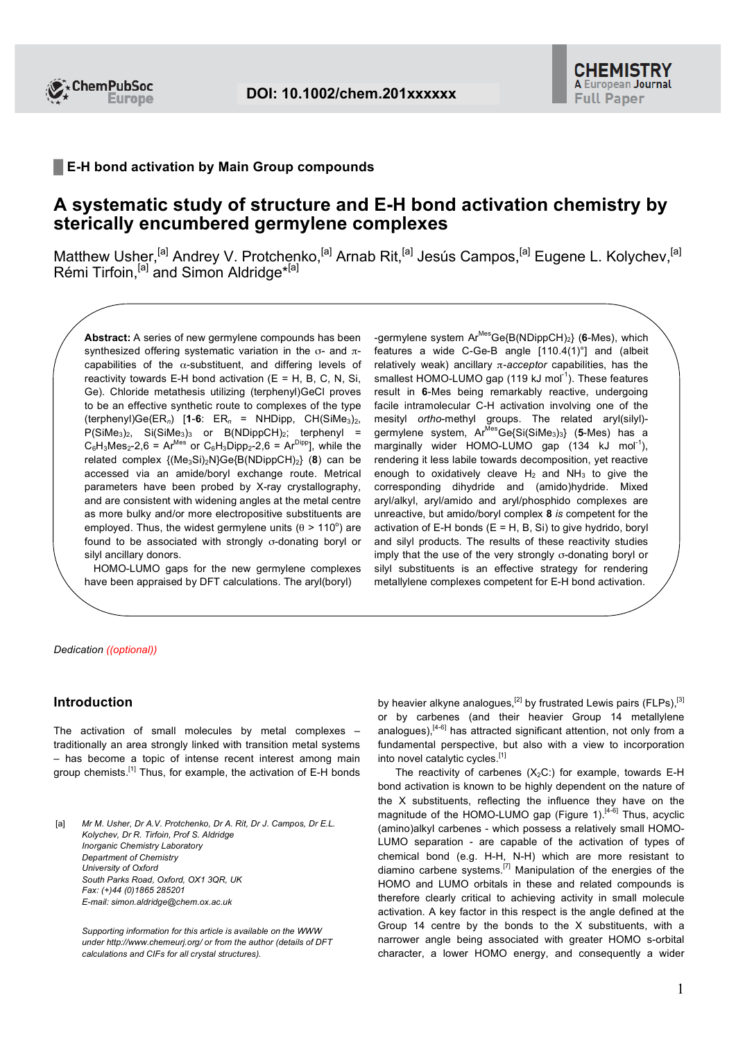E-H bond activation by Main Group compounds

# A systematic study of structure and E-H bond activation chemistry by sterically encumbered germylene complexes

Matthew Usher,[a] Andrey V. Protchenko,[a] Arnab Rit,[a] Jesús Campos,[a] Eugene L. Kolychev,[a] Rémi Tirfoin,[a] and Simon Aldridge*[a]

**Abstract:** A series of new germylene compounds has been synthesized offering systematic variation in the σ- and π-capabilities of the α-substituent, and differing levels of reactivity towards E-H bond activation (E = H, B, C, N, Si, Ge). Chloride metathesis utilizing (terphenyl)GeCl proves to be an effective synthetic route to complexes of the type (terphenyl)Ge($ER_n$) [**1**-**6**: $ER_n$ = NHDipp, $CH(SiMe_3)_2$, $P(SiMe_3)_2$, $Si(SiMe_3)_3$ or $B(NDippCH)_2$; terphenyl = $C_6H_3Mes_2$-2,6 = $Ar^{Mes}$ or $C_6H_3Dipp_2$-2,6 = $Ar^{Dipp}$], while the related complex $\{(Me_3Si)_2N\}Ge\{B(NDippCH)_2\}$ (**8**) can be accessed via an amide/boryl exchange route. Metrical parameters have been probed by X-ray crystallography, and are consistent with widening angles at the metal centre as more bulky and/or more electropositive substituents are employed. Thus, the widest germylene units (θ > 110°) are found to be associated with strongly σ-donating boryl or silyl ancillary donors.

HOMO-LUMO gaps for the new germylene complexes have been appraised by DFT calculations. The aryl(boryl)-germylene system $Ar^{Mes}Ge\{B(NDippCH)_2\}$ (**6**-Mes), which features a wide C-Ge-B angle [110.4(1)°] and (albeit relatively weak) ancillary *π-acceptor* capabilities, has the smallest HOMO-LUMO gap (119 kJ $mol^{-1}$). These features result in **6**-Mes being remarkably reactive, undergoing facile intramolecular C-H activation involving one of the mesityl *ortho*-methyl groups. The related aryl(silyl)-germylene system, $Ar^{Mes}Ge\{Si(SiMe_3)_3\}$ (**5**-Mes) has a marginally wider HOMO-LUMO gap (134 kJ $mol^{-1}$), rendering it less labile towards decomposition, yet reactive enough to oxidatively cleave $H_2$ and $NH_3$ to give the corresponding dihydride and (amido)hydride. Mixed aryl/alkyl, aryl/amido and aryl/phosphido complexes are unreactive, but amido/boryl complex **8** *is* competent for the activation of E-H bonds (E = H, B, Si) to give hydrido, boryl and silyl products. The results of these reactivity studies imply that the use of the very strongly σ-donating boryl or silyl substituents is an effective strategy for rendering metallylene complexes competent for E-H bond activation.

*Dedication ((optional))*

## Introduction

The activation of small molecules by metal complexes – traditionally an area strongly linked with transition metal systems – has become a topic of intense recent interest among main group chemists.[1] Thus, for example, the activation of E-H bonds by heavier alkyne analogues,[2] by frustrated Lewis pairs (FLPs),[3] or by carbenes (and their heavier Group 14 metallylene analogues),[4-6] has attracted significant attention, not only from a fundamental perspective, but also with a view to incorporation into novel catalytic cycles.[1]

The reactivity of carbenes ($X_2C$:) for example, towards E-H bond activation is known to be highly dependent on the nature of the X substituents, reflecting the influence they have on the magnitude of the HOMO-LUMO gap (Figure 1).[4-6] Thus, acyclic (amino)alkyl carbenes - which possess a relatively small HOMO-LUMO separation - are capable of the activation of types of chemical bond (e.g. H-H, N-H) which are more resistant to diamino carbene systems.[7] Manipulation of the energies of the HOMO and LUMO orbitals in these and related compounds is therefore critical to achieving activity in small molecule activation. A key factor in this respect is the angle defined at the Group 14 centre by the bonds to the X substituents, with a narrower angle being associated with greater HOMO s-orbital character, a lower HOMO energy, and consequently a wider

[a] *Mr M. Usher, Dr A.V. Protchenko, Dr A. Rit, Dr J. Campos, Dr E.L. Kolychev, Dr R. Tirfoin, Prof S. Aldridge*
*Inorganic Chemistry Laboratory*
*Department of Chemistry*
*University of Oxford*
*South Parks Road, Oxford, OX1 3QR, UK*
*Fax: (+)44 (0)1865 285201*
*E-mail: simon.aldridge@chem.ox.ac.uk*

*Supporting information for this article is available on the WWW under http://www.chemeurj.org/ or from the author (details of DFT calculations and CIFs for all crystal structures).*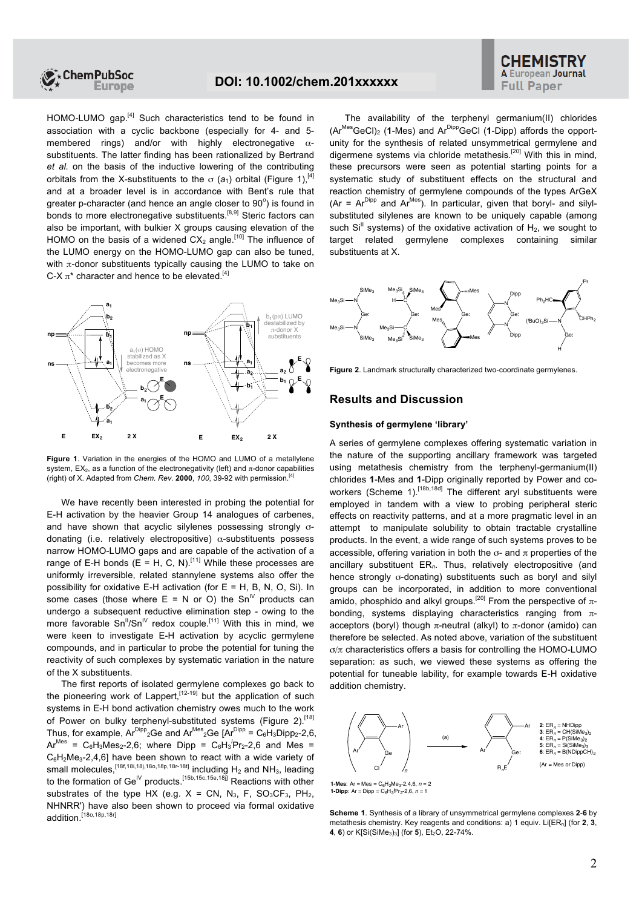HOMO-LUMO gap.[4] Such characteristics tend to be found in association with a cyclic backbone (especially for 4- and 5-membered rings) and/or with highly electronegative α-substituents. The latter finding has been rationalized by Bertrand *et al.* on the basis of the inductive lowering of the contributing orbitals from the X-substituents to the σ ($a_1$) orbital (Figure 1),[4] and at a broader level is in accordance with Bent's rule that greater p-character (and hence an angle closer to 90°) is found in bonds to more electronegative substituents.[8,9] Steric factors can also be important, with bulkier X groups causing elevation of the HOMO on the basis of a widened $CX_2$ angle.[10] The influence of the LUMO energy on the HOMO-LUMO gap can also be tuned, with π-donor substituents typically causing the LUMO to take on C-X π* character and hence to be elevated.[4]

**Figure 1**. Variation in the energies of the HOMO and LUMO of a metallylene system, $EX_2$, as a function of the electronegativity (left) and π-donor capabilities (right) of X. Adapted from *Chem. Rev.* **2000**, *100*, 39-92 with permission.[4]

We have recently been interested in probing the potential for E-H activation by the heavier Group 14 analogues of carbenes, and have shown that acyclic silylenes possessing strongly σ-donating (i.e. relatively electropositive) α-substituents possess narrow HOMO-LUMO gaps and are capable of the activation of a range of E-H bonds (E = H, C, N).[11] While these processes are uniformly irreversible, related stannylene systems also offer the possibility for oxidative E-H activation (for E = H, B, N, O, Si). In some cases (those where E = N or O) the $Sn^{IV}$ products can undergo a subsequent reductive elimination step - owing to the more favorable $Sn^{II}/Sn^{IV}$ redox couple.[11] With this in mind, we were keen to investigate E-H activation by acyclic germylene compounds, and in particular to probe the potential for tuning the reactivity of such complexes by systematic variation in the nature of the X substituents.

The first reports of isolated germylene complexes go back to the pioneering work of Lappert,[12-19] but the application of such systems in E-H bond activation chemistry owes much to the work of Power on bulky terphenyl-substituted systems (Figure 2).[18] Thus, for example, $Ar^{Dipp}{}_2Ge$ and $Ar^{Mes}{}_2Ge$ [$Ar^{Dipp}$ = $C_6H_3Dipp_2$-2,6, $Ar^{Mes}$ = $C_6H_3Mes_2$-2,6; where Dipp = $C_6H_3{}^iPr_2$-2,6 and Mes = $C_6H_2Me_3$-2,4,6] have been shown to react with a wide variety of small molecules,[18f,18i,18j,18o,18p,18r-18t] including $H_2$ and $NH_3$, leading to the formation of $Ge^{IV}$ products.[15b,15c,15e,18j] Reactions with other substrates of the type HX (e.g. X = CN, $N_3$, F, $SO_3CF_3$, $PH_2$, NHNRR') have also been shown to proceed via formal oxidative addition.[18o,18p,18r]

The availability of the terphenyl germanium(II) chlorides $(Ar^{Mes}GeCl)_2$ (**1**-Mes) and $Ar^{Dipp}GeCl$ (**1**-Dipp) affords the opportunity for the synthesis of related unsymmetrical germylene and digermene systems via chloride metathesis.[20] With this in mind, these precursors were seen as potential starting points for a systematic study of substituent effects on the structural and reaction chemistry of germylene compounds of the types ArGeX (Ar = $Ar^{Dipp}$ and $Ar^{Mes}$). In particular, given that boryl- and silyl-substituted silylenes are known to be uniquely capable (among such $Si^{II}$ systems) of the oxidative activation of $H_2$, we sought to target related germylene complexes containing similar substituents at X.

**Figure 2**. Landmark structurally characterized two-coordinate germylenes.

## Results and Discussion

### Synthesis of germylene 'library'

A series of germylene complexes offering systematic variation in the nature of the supporting ancillary framework was targeted using metathesis chemistry from the terphenyl-germanium(II) chlorides **1**-Mes and **1**-Dipp originally reported by Power and co-workers (Scheme 1).[18b,18d] The different aryl substituents were employed in tandem with a view to probing peripheral steric effects on reactivity patterns, and at a more pragmatic level in an attempt to manipulate solubility to obtain tractable crystalline products. In the event, a wide range of such systems proves to be accessible, offering variation in both the σ- and π properties of the ancillary substituent $ER_n$. Thus, relatively electropositive (and hence strongly σ-donating) substituents such as boryl and silyl groups can be incorporated, in addition to more conventional amido, phosphido and alkyl groups.[20] From the perspective of π-bonding, systems displaying characteristics ranging from π-acceptors (boryl) though π-neutral (alkyl) to π-donor (amido) can therefore be selected. As noted above, variation of the substituent σ/π characteristics offers a basis for controlling the HOMO-LUMO separation: as such, we viewed these systems as offering the potential for tuneable lability, for example towards E-H oxidative addition chemistry.

**Scheme 1**. Synthesis of a library of unsymmetrical germylene complexes **2**-**6** by metathesis chemistry. Key reagents and conditions: a) 1 equiv. Li[$ER_n$] (for **2**, **3**, **4**, **6**) or K[$Si(SiMe_3)_3$] (for **5**), $Et_2O$, 22-74%.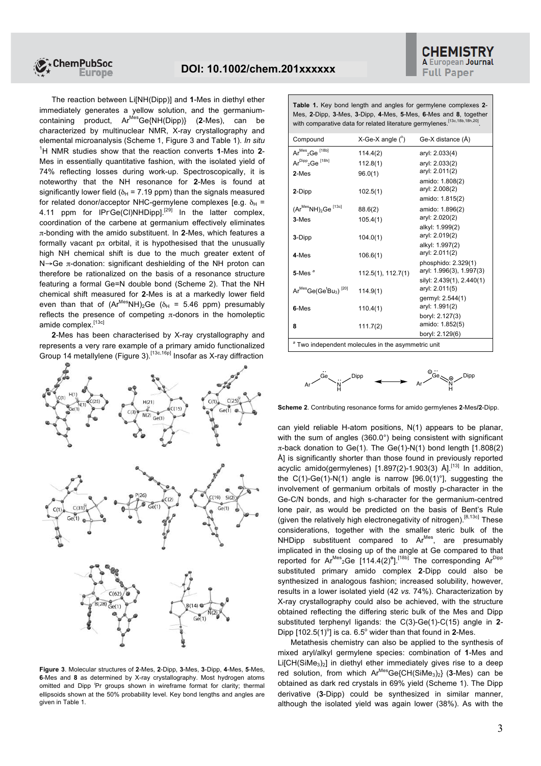The reaction between Li[NH(Dipp)] and **1**-Mes in diethyl ether immediately generates a yellow solution, and the germanium-containing product, $Ar^{Mes}Ge\{NH(Dipp)\}$ (**2**-Mes), can be characterized by multinuclear NMR, X-ray crystallography and elemental microanalysis (Scheme 1, Figure 3 and Table 1). *In situ* $^1H$ NMR studies show that the reaction converts **1**-Mes into **2**-Mes in essentially quantitative fashion, with the isolated yield of 74% reflecting losses during work-up. Spectroscopically, it is noteworthy that the NH resonance for **2**-Mes is found at significantly lower field ($\delta_H$ = 7.19 ppm) than the signals measured for related donor/acceptor NHC-germylene complexes [e.g. $\delta_H$ = 4.11 ppm for IPrGe(Cl)NHDipp].[29] In the latter complex, coordination of the carbene at germanium effectively eliminates $\pi$-bonding with the amido substituent. In **2**-Mes, which features a formally vacant $p\pi$ orbital, it is hypothesised that the unusually high NH chemical shift is due to the much greater extent of N→Ge $\pi$-donation: significant deshielding of the NH proton can therefore be rationalized on the basis of a resonance structure featuring a formal Ge=N double bond (Scheme 2). That the NH chemical shift measured for **2**-Mes is at a markedly lower field even than that of $(Ar^{Mes}NH)_2Ge$ ($\delta_H$ = 5.46 ppm) presumably reflects the presence of competing $\pi$-donors in the homoleptic amide complex.[13c]

**2**-Mes has been characterised by X-ray crystallography and represents a very rare example of a primary amido functionalized Group 14 metallylene (Figure 3).[13c,16p] Insofar as X-ray diffraction can yield reliable H-atom positions, N(1) appears to be planar, with the sum of angles (360.0°) being consistent with significant $\pi$-back donation to Ge(1). The Ge(1)-N(1) bond length [1.808(2) Å] is significantly shorter than those found in previously reported acyclic amido(germylenes) [1.897(2)-1.903(3) Å].[13] In addition, the C(1)-Ge(1)-N(1) angle is narrow [96.0(1)°], suggesting the involvement of germanium orbitals of mostly p-character in the Ge-C/N bonds, and high s-character for the germanium-centred lone pair, as would be predicted on the basis of Bent's Rule (given the relatively high electronegativity of nitrogen).[8,13c] These considerations, together with the smaller steric bulk of the NHDipp substituent compared to $Ar^{Mes}$, are presumably implicated in the closing up of the angle at Ge compared to that reported for $Ar^{Mes}{}_2Ge$ [114.4(2)°].[18b] The corresponding $Ar^{Dipp}$ substituted primary amido complex **2**-Dipp could also be synthesized in analogous fashion; increased solubility, however, results in a lower isolated yield (42 *vs.* 74%). Characterization by X-ray crystallography could also be achieved, with the structure obtained reflecting the differing steric bulk of the Mes and Dipp substituted terphenyl ligands: the C(3)-Ge(1)-C(15) angle in **2**-Dipp [102.5(1)°] is ca. 6.5° wider than that found in **2**-Mes.

**Figure 3**. Molecular structures of **2**-Mes, **2**-Dipp, **3**-Mes, **3**-Dipp, **4**-Mes, **5**-Mes, **6**-Mes and **8** as determined by X-ray crystallography. Most hydrogen atoms omitted and Dipp $^i$Pr groups shown in wireframe format for clarity; thermal ellipsoids shown at the 50% probability level. Key bond lengths and angles are given in Table 1.

**Table 1.** Key bond length and angles for germylene complexes **2**-Mes, **2**-Dipp, **3**-Mes, **3**-Dipp, **4**-Mes, **5**-Mes, **6**-Mes and **8**, together with comparative data for related literature germylenes.[13c,18b,18h,20]

| Compound | X-Ge-X angle (°) | Ge-X distance (Å) |
|---|---|---|
| $Ar^{Mes}{}_2Ge$ [18b] | 114.4(2) | aryl: 2.033(4) |
| $Ar^{Dipp}{}_2Ge$ [18h] | 112.8(1) | aryl: 2.033(2) |
| **2**-Mes | 96.0(1) | aryl: 2.011(2)<br>amido: 1.808(2) |
| **2**-Dipp | 102.5(1) | aryl: 2.008(2)<br>amido: 1.815(2) |
| $(Ar^{Mes}NH)_2Ge$ [13c] | 88.6(2) | amido: 1.896(2) |
| **3**-Mes | 105.4(1) | aryl: 2.020(2)<br>alkyl: 1.999(2) |
| **3**-Dipp | 104.0(1) | aryl: 2.019(2)<br>alkyl: 1.997(2) |
| **4**-Mes | 106.6(1) | aryl: 2.011(2)<br>phosphido: 2.329(1) |
| **5**-Mes [a] | 112.5(1), 112.7(1) | aryl: 1.996(3), 1.997(3)<br>silyl: 2.439(1), 2.440(1) |
| $Ar^{Mes}Ge(Ge^tBu_3)$ [20] | 114.9(1) | aryl: 2.011(5)<br>germyl: 2.544(1) |
| **6**-Mes | 110.4(1) | aryl: 1.991(2)<br>boryl: 2.127(3) |
| **8** | 111.7(2) | amido: 1.852(5)<br>boryl: 2.129(6) |

[a] Two independent molecules in the asymmetric unit

**Scheme 2**. Contributing resonance forms for amido germylenes **2**-Mes/**2**-Dipp.

Metathesis chemistry can also be applied to the synthesis of mixed aryl/alkyl germylene species: combination of **1**-Mes and $Li[CH(SiMe_3)_2]$ in diethyl ether immediately gives rise to a deep red solution, from which $Ar^{Mes}Ge\{CH(SiMe_3)_2\}$ (**3**-Mes) can be obtained as dark red crystals in 69% yield (Scheme 1). The Dipp derivative (**3**-Dipp) could be synthesized in similar manner, although the isolated yield was again lower (38%). As with the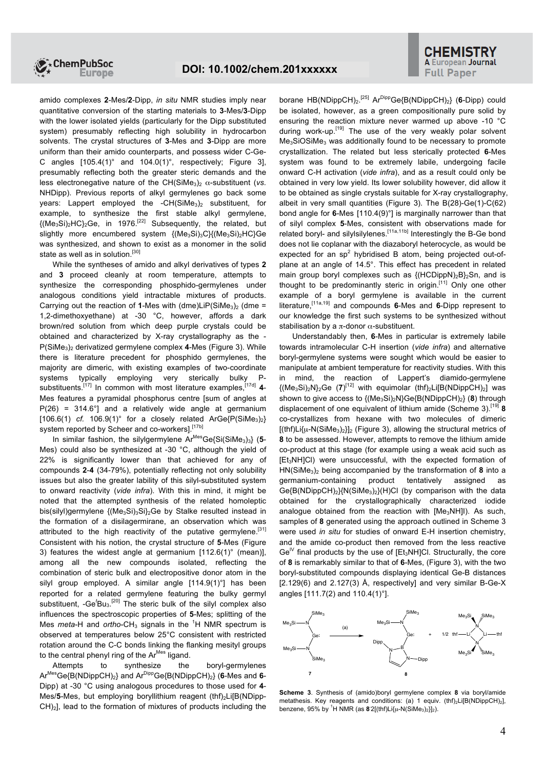amido complexes **2**-Mes/**2**-Dipp, *in situ* NMR studies imply near quantitative conversion of the starting materials to **3**-Mes/**3**-Dipp with the lower isolated yields (particularly for the Dipp substituted system) presumably reflecting high solubility in hydrocarbon solvents. The crystal structures of **3**-Mes and **3**-Dipp are more uniform than their amido counterparts, and possess wider C-Ge-C angles [105.4(1)° and 104.0(1)°, respectively; Figure 3], presumably reflecting both the greater steric demands and the less electronegative nature of the $CH(SiMe_3)_2$ α-substituent (*vs.* NHDipp). Previous reports of alkyl germylenes go back some years: Lappert employed the $-CH(SiMe_3)_2$ substituent, for example, to synthesize the first stable alkyl germylene, $\{(Me_3Si)_2HC\}_2Ge$, in 1976.[22] Subsequently, the related, but slightly more encumbered system $\{(Me_3Si)_3C\}\{(Me_3Si)_2HC\}Ge$ was synthesized, and shown to exist as a monomer in the solid state as well as in solution.[30]

While the syntheses of amido and alkyl derivatives of types **2** and **3** proceed cleanly at room temperature, attempts to synthesize the corresponding phosphido-germylenes under analogous conditions yield intractable mixtures of products. Carrying out the reaction of **1**-Mes with $(dme)LiP(SiMe_3)_2$ (dme = 1,2-dimethoxyethane) at -30 °C, however, affords a dark brown/red solution from which deep purple crystals could be obtained and characterized by X-ray crystallography as the $-P(SiMe_3)_2$ derivatized germylene complex **4**-Mes (Figure 3). While there is literature precedent for phosphido germylenes, the majority are dimeric, with existing examples of two-coordinate systems typically employing very sterically bulky P-substituents.[17] In common with most literature examples,[17d] **4**-Mes features a pyramidal phosphorus centre [sum of angles at P(26) = 314.6°] and a relatively wide angle at germanium [106.6(1) *cf.* 106.9(1)° for a closely related $ArGe\{P(SiMe_3)_2\}$ system reported by Scheer and co-workers].[17b]

In similar fashion, the silylgermylene $Ar^{Mes}Ge\{Si(SiMe_3)_3\}$ (**5**-Mes) could also be synthesized at -30 °C, although the yield of 22% is significantly lower than that achieved for any of compounds **2**-**4** (34-79%), potentially reflecting not only solubility issues but also the greater lability of this silyl-substituted system to onward reactivity (*vide infra*). With this in mind, it might be noted that the attempted synthesis of the related homoleptic bis(silyl)germylene $\{(Me_3Si)_3Si\}_2Ge$ by Stalke resulted instead in the formation of a disilagermirane, an observation which was attributed to the high reactivity of the putative germylene.[31] Consistent with his notion, the crystal structure of **5**-Mes (Figure 3) features the widest angle at germanium [112.6(1)° (mean)], among all the new compounds isolated, reflecting the combination of steric bulk and electropositive donor atom in the silyl group employed. A similar angle [114.9(1)°] has been reported for a related germylene featuring the bulky germyl substituent, $-Ge^tBu_3$.[20] The steric bulk of the silyl complex also influences the spectroscopic properties of **5**-Mes; splitting of the Mes *meta*-H and *ortho*-$CH_3$ signals in the $^1H$ NMR spectrum is observed at temperatures below 25°C consistent with restricted rotation around the C-C bonds linking the flanking mesityl groups to the central phenyl ring of the $Ar^{Mes}$ ligand.

Attempts to synthesize the boryl-germylenes $Ar^{Mes}Ge\{B(NDippCH)_2\}$ and $Ar^{Dipp}Ge\{B(NDippCH)_2\}$ (**6**-Mes and **6**-Dipp) at -30 °C using analogous procedures to those used for **4**-Mes/**5**-Mes, but employing boryllithium reagent $(thf)_2Li[B(NDippCH)_2]$, lead to the formation of mixtures of products including the borane $HB(NDippCH)_2$.[25] $Ar^{Dipp}Ge\{B(NDippCH)_2\}$ (**6**-Dipp) could be isolated, however, as a green compositionally pure solid by ensuring the reaction mixture never warmed up above -10 °C during work-up.[19] The use of the very weakly polar solvent $Me_3SiOSiMe_3$ was additionally found to be necessary to promote crystallization. The related but less sterically protected **6**-Mes system was found to be extremely labile, undergoing facile onward C-H activation (*vide infra*), and as a result could only be obtained in very low yield. Its lower solubility however, did allow it to be obtained as single crystals suitable for X-ray crystallography, albeit in very small quantities (Figure 3). The B(28)-Ge(1)-C(62) bond angle for **6**-Mes [110.4(9)°] is marginally narrower than that of silyl complex **5**-Mes, consistent with observations made for related boryl- and silylsilylenes.[11a,11b] Interestingly the B-Ge bond does not lie coplanar with the diazaboryl heterocycle, as would be expected for an $sp^2$ hybridised B atom, being projected out-of-plane at an angle of 14.5°. This effect has precedent in related main group boryl complexes such as $\{(HCDippN)_2B\}_2Sn$, and is thought to be predominantly steric in origin.[11] Only one other example of a boryl germylene is available in the current literature,[11a,19] and compounds **6**-Mes and **6**-Dipp represent to our knowledge the first such systems to be synthesized without stabilisation by a π-donor α-substituent.

Understandably then, **6**-Mes in particular is extremely labile towards intramolecular C-H insertion (*vide infra*) and alternative boryl-germylene systems were sought which would be easier to manipulate at ambient temperature for reactivity studies. With this in mind, the reaction of Lappert's diamido-germylene $\{(Me_3Si)_2N\}_2Ge$ (**7**)[12] with equimolar $(thf)_2Li[B(NDippCH)_2]$ was shown to give access to $\{(Me_3Si)_2N\}Ge\{B(NDippCH)_2\}$ (**8**) through displacement of one equivalent of lithium amide (Scheme 3).[19] **8** co-crystallizes from hexane with two molecules of dimeric $[(thf)Li\{\mu-N(SiMe_3)_2\}]_2$ (Figure 3), allowing the structural metrics of **8** to be assessed. However, attempts to remove the lithium amide co-product at this stage (for example using a weak acid such as $[Et_3NH]Cl$) were unsuccessful, with the expected formation of $HN(SiMe_3)_2$ being accompanied by the transformation of **8** into a germanium-containing product tentatively assigned as $Ge\{B(NDippCH)_2\}\{N(SiMe_3)_2\}(H)Cl$ (by comparison with the data obtained for the crystallographically characterized iodide analogue obtained from the reaction with $[Me_3NH]I$). As such, samples of **8** generated using the approach outlined in Scheme 3 were used *in situ* for studies of onward E-H insertion chemistry, and the amide co-product then removed from the less reactive $Ge^{IV}$ final products by the use of $[Et_3NH]Cl$. Structurally, the core of **8** is remarkably similar to that of **6**-Mes, (Figure 3), with the two boryl-substituted compounds displaying identical Ge-B distances [2.129(6) and 2.127(3) Å, respectively] and very similar B-Ge-X angles [111.7(2) and 110.4(1)°].

**Scheme 3**. Synthesis of (amido)boryl germylene complex **8** via boryl/amide metathesis. Key reagents and conditions: (a) 1 equiv. $(thf)_2Li[B(NDippCH)_2]$, benzene, 95% by $^1H$ NMR (as **8**·2$[(thf)Li\{\mu-N(SiMe_3)_2\}]_2$).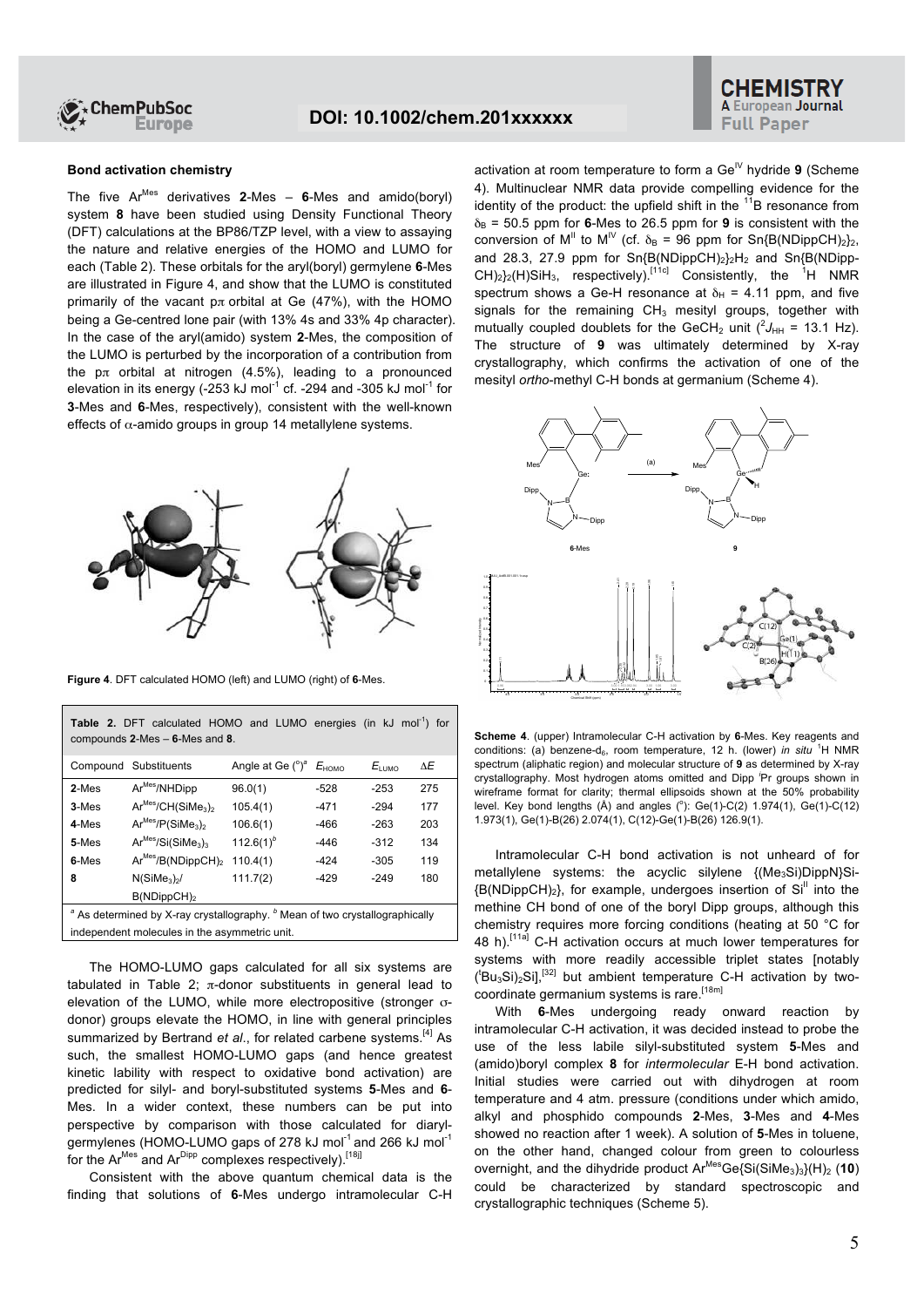### Bond activation chemistry

The five Ar[Mes] derivatives **2**-Mes – **6**-Mes and amido(boryl) system **8** have been studied using Density Functional Theory (DFT) calculations at the BP86/TZP level, with a view to assaying the nature and relative energies of the HOMO and LUMO for each (Table 2). These orbitals for the aryl(boryl) germylene **6**-Mes are illustrated in Figure 4, and show that the LUMO is constituted primarily of the vacant pπ orbital at Ge (47%), with the HOMO being a Ge-centred lone pair (with 13% 4s and 33% 4p character). In the case of the aryl(amido) system **2**-Mes, the composition of the LUMO is perturbed by the incorporation of a contribution from the pπ orbital at nitrogen (4.5%), leading to a pronounced elevation in its energy (-253 kJ mol$^{-1}$ cf. -294 and -305 kJ mol$^{-1}$ for **3**-Mes and **6**-Mes, respectively), consistent with the well-known effects of α-amido groups in group 14 metallylene systems.

**Figure 4**. DFT calculated HOMO (left) and LUMO (right) of **6**-Mes.

**Table 2.** DFT calculated HOMO and LUMO energies (in kJ mol$^{-1}$) for compounds **2**-Mes – **6**-Mes and **8**.

| Compound | Substituents | Angle at Ge (°)[a] | $E_{HOMO}$ | $E_{LUMO}$ | Δ*E* |
|---|---|---|---|---|---|
| **2**-Mes | Ar[Mes]/NHDipp | 96.0(1) | -528 | -253 | 275 |
| **3**-Mes | Ar[Mes]/CH(SiMe$_3$)$_2$ | 105.4(1) | -471 | -294 | 177 |
| **4**-Mes | Ar[Mes]/P(SiMe$_3$)$_2$ | 106.6(1) | -466 | -263 | 203 |
| **5**-Mes | Ar[Mes]/Si(SiMe$_3$)$_3$ | 112.6(1)[b] | -446 | -312 | 134 |
| **6**-Mes | Ar[Mes]/B(NDippCH)$_2$ | 110.4(1) | -424 | -305 | 119 |
| **8** | N(SiMe$_3$)$_2$/ B(NDippCH)$_2$ | 111.7(2) | -429 | -249 | 180 |

[a] As determined by X-ray crystallography. [b] Mean of two crystallographically independent molecules in the asymmetric unit.

The HOMO-LUMO gaps calculated for all six systems are tabulated in Table 2; π-donor substituents in general lead to elevation of the LUMO, while more electropositive (stronger σ-donor) groups elevate the HOMO, in line with general principles summarized by Bertrand *et al*., for related carbene systems.[4] As such, the smallest HOMO-LUMO gaps (and hence greatest kinetic lability with respect to oxidative bond activation) are predicted for silyl- and boryl-substituted systems **5**-Mes and **6**-Mes. In a wider context, these numbers can be put into perspective by comparison with those calculated for diarylgermylenes (HOMO-LUMO gaps of 278 kJ mol$^{-1}$ and 266 kJ mol$^{-1}$ for the Ar[Mes] and Ar[Dipp] complexes respectively).[18j]

Consistent with the above quantum chemical data is the finding that solutions of **6**-Mes undergo intramolecular C-H activation at room temperature to form a Ge$^{IV}$ hydride **9** (Scheme 4). Multinuclear NMR data provide compelling evidence for the identity of the product: the upfield shift in the $^{11}$B resonance from $\delta_B$ = 50.5 ppm for **6**-Mes to 26.5 ppm for **9** is consistent with the conversion of M$^{II}$ to M$^{IV}$ (cf. $\delta_B$ = 96 ppm for Sn{B(NDippCH)$_2$}$_2$, and 28.3, 27.9 ppm for Sn{B(NDippCH)$_2$}$_2$H$_2$ and Sn{B(NDipp-CH)$_2$}$_2$(H)SiH$_3$, respectively).[11c] Consistently, the $^1$H NMR spectrum shows a Ge-H resonance at $\delta_H$ = 4.11 ppm, and five signals for the remaining CH$_3$ mesityl groups, together with mutually coupled doublets for the GeCH$_2$ unit ($^2J_{HH}$ = 13.1 Hz). The structure of **9** was ultimately determined by X-ray crystallography, which confirms the activation of one of the mesityl *ortho*-methyl C-H bonds at germanium (Scheme 4).

**Scheme 4**. (upper) Intramolecular C-H activation by **6**-Mes. Key reagents and conditions: (a) benzene-d$_6$, room temperature, 12 h. (lower) *in situ* $^1$H NMR spectrum (aliphatic region) and molecular structure of **9** as determined by X-ray crystallography. Most hydrogen atoms omitted and Dipp $^i$Pr groups shown in wireframe format for clarity; thermal ellipsoids shown at the 50% probability level. Key bond lengths (Å) and angles (°): Ge(1)-C(2) 1.974(1), Ge(1)-C(12) 1.973(1), Ge(1)-B(26) 2.074(1), C(12)-Ge(1)-B(26) 126.9(1).

Intramolecular C-H bond activation is not unheard of for metallylene systems: the acyclic silylene {(Me$_3$Si)DippN}Si-{B(NDippCH)$_2$}, for example, undergoes insertion of Si$^{II}$ into the methine CH bond of one of the boryl Dipp groups, although this chemistry requires more forcing conditions (heating at 50 °C for 48 h).[11a] C-H activation occurs at much lower temperatures for systems with more readily accessible triplet states [notably ($^t$Bu$_3$Si)$_2$Si],[32] but ambient temperature C-H activation by two-coordinate germanium systems is rare.[18m]

With **6**-Mes undergoing ready onward reaction by intramolecular C-H activation, it was decided instead to probe the use of the less labile silyl-substituted system **5**-Mes and (amido)boryl complex **8** for *intermolecular* E-H bond activation. Initial studies were carried out with dihydrogen at room temperature and 4 atm. pressure (conditions under which amido, alkyl and phosphido compounds **2**-Mes, **3**-Mes and **4**-Mes showed no reaction after 1 week). A solution of **5**-Mes in toluene, on the other hand, changed colour from green to colourless overnight, and the dihydride product Ar[Mes]Ge{Si(SiMe$_3$)$_3$}(H)$_2$ (**10**) could be characterized by standard spectroscopic and crystallographic techniques (Scheme 5).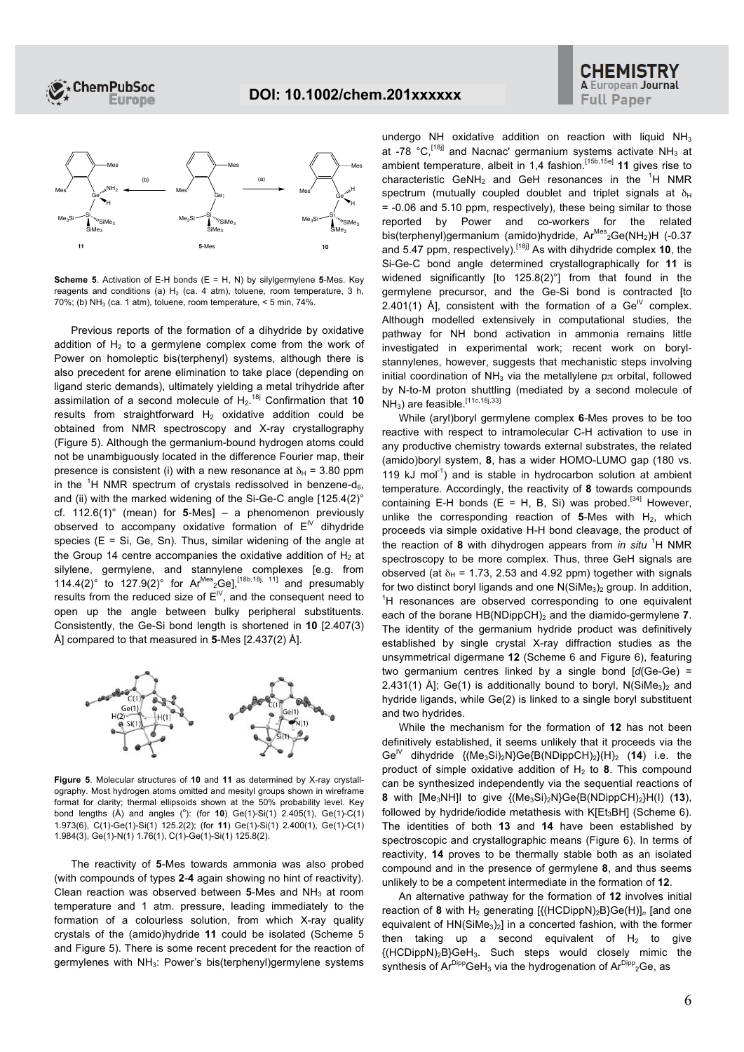**Scheme 5**. Activation of E-H bonds (E = H, N) by silylgermylene **5**-Mes. Key reagents and conditions (a) $H_2$ (ca. 4 atm), toluene, room temperature, 3 h, 70%; (b) $NH_3$ (ca. 1 atm), toluene, room temperature, < 5 min, 74%.

Previous reports of the formation of a dihydride by oxidative addition of $H_2$ to a germylene complex come from the work of Power on homoleptic bis(terphenyl) systems, although there is also precedent for arene elimination to take place (depending on ligand steric demands), ultimately yielding a metal trihydride after assimilation of a second molecule of $H_2$.[18j] Confirmation that **10** results from straightforward $H_2$ oxidative addition could be obtained from NMR spectroscopy and X-ray crystallography (Figure 5). Although the germanium-bound hydrogen atoms could not be unambiguously located in the difference Fourier map, their presence is consistent (i) with a new resonance at $\delta_H$ = 3.80 ppm in the $^1$H NMR spectrum of crystals redissolved in benzene-d$_6$, and (ii) with the marked widening of the Si-Ge-C angle [125.4(2)° cf. 112.6(1)° (mean) for **5**-Mes] – a phenomenon previously observed to accompany oxidative formation of $E^{IV}$ dihydride species (E = Si, Ge, Sn). Thus, similar widening of the angle at the Group 14 centre accompanies the oxidative addition of $H_2$ at silylene, germylene, and stannylene complexes [e.g. from 114.4(2)° to 127.9(2)° for $Ar^{Mes}{}_2Ge$],[18b,18j, 11] and presumably results from the reduced size of $E^{IV}$, and the consequent need to open up the angle between bulky peripheral substituents. Consistently, the Ge-Si bond length is shortened in **10** [2.407(3) Å] compared to that measured in **5**-Mes [2.437(2) Å].

**Figure 5**. Molecular structures of **10** and **11** as determined by X-ray crystallography. Most hydrogen atoms omitted and mesityl groups shown in wireframe format for clarity; thermal ellipsoids shown at the 50% probability level. Key bond lengths (Å) and angles (°): (for **10**) Ge(1)-Si(1) 2.405(1), Ge(1)-C(1) 1.973(6), C(1)-Ge(1)-Si(1) 125.2(2); (for **11**) Ge(1)-Si(1) 2.400(1), Ge(1)-C(1) 1.984(3), Ge(1)-N(1) 1.76(1), C(1)-Ge(1)-Si(1) 125.8(2).

The reactivity of **5**-Mes towards ammonia was also probed (with compounds of types **2**-**4** again showing no hint of reactivity). Clean reaction was observed between **5**-Mes and $NH_3$ at room temperature and 1 atm. pressure, leading immediately to the formation of a colourless solution, from which X-ray quality crystals of the (amido)hydride **11** could be isolated (Scheme 5 and Figure 5). There is some recent precedent for the reaction of germylenes with $NH_3$: Power's bis(terphenyl)germylene systems undergo NH oxidative addition on reaction with liquid $NH_3$ at -78 °C,[18j] and Nacnac' germanium systems activate $NH_3$ at ambient temperature, albeit in 1,4 fashion.[15b,15e] **11** gives rise to characteristic $GeNH_2$ and GeH resonances in the $^1$H NMR spectrum (mutually coupled doublet and triplet signals at $\delta_H$ = -0.06 and 5.10 ppm, respectively), these being similar to those reported by Power and co-workers for the related bis(terphenyl)germanium (amido)hydride, $Ar^{Mes}{}_2Ge(NH_2)H$ (-0.37 and 5.47 ppm, respectively).[18j] As with dihydride complex **10**, the Si-Ge-C bond angle determined crystallographically for **11** is widened significantly [to 125.8(2)°] from that found in the germylene precursor, and the Ge-Si bond is contracted [to 2.401(1) Å], consistent with the formation of a $Ge^{IV}$ complex. Although modelled extensively in computational studies, the pathway for NH bond activation in ammonia remains little investigated in experimental work; recent work on borylstannylenes, however, suggests that mechanistic steps involving initial coordination of $NH_3$ via the metallylene pπ orbital, followed by N-to-M proton shuttling (mediated by a second molecule of $NH_3$) are feasible.[11c,18j,33]

While (aryl)boryl germylene complex **6**-Mes proves to be too reactive with respect to intramolecular C-H activation to use in any productive chemistry towards external substrates, the related (amido)boryl system, **8**, has a wider HOMO-LUMO gap (180 vs. 119 kJ mol$^{-1}$) and is stable in hydrocarbon solution at ambient temperature. Accordingly, the reactivity of **8** towards compounds containing E-H bonds (E = H, B, Si) was probed.[34] However, unlike the corresponding reaction of **5**-Mes with $H_2$, which proceeds via simple oxidative H-H bond cleavage, the product of the reaction of **8** with dihydrogen appears from *in situ* $^1$H NMR spectroscopy to be more complex. Thus, three GeH signals are observed (at $\delta_H$ = 1.73, 2.53 and 4.92 ppm) together with signals for two distinct boryl ligands and one $N(SiMe_3)_2$ group. In addition, $^1$H resonances are observed corresponding to one equivalent each of the borane $HB(NDippCH)_2$ and the diamido-germylene **7**. The identity of the germanium hydride product was definitively established by single crystal X-ray diffraction studies as the unsymmetrical digermane **12** (Scheme 6 and Figure 6), featuring two germanium centres linked by a single bond [*d*(Ge-Ge) = 2.431(1) Å]; Ge(1) is additionally bound to boryl, $N(SiMe_3)_2$ and hydride ligands, while Ge(2) is linked to a single boryl substituent and two hydrides.

While the mechanism for the formation of **12** has not been definitively established, it seems unlikely that it proceeds via the $Ge^{IV}$ dihydride $\{(Me_3Si)_2N\}Ge\{B(NDippCH)_2\}(H)_2$ (**14**) i.e. the product of simple oxidative addition of $H_2$ to **8**. This compound can be synthesized independently via the sequential reactions of **8** with $[Me_3NH]I$ to give $\{(Me_3Si)_2N\}Ge\{B(NDippCH)_2\}H(I)$ (**13**), followed by hydride/iodide metathesis with $K[Et_3BH]$ (Scheme 6). The identities of both **13** and **14** have been established by spectroscopic and crystallographic means (Figure 6). In terms of reactivity, **14** proves to be thermally stable both as an isolated compound and in the presence of germylene **8**, and thus seems unlikely to be a competent intermediate in the formation of **12**.

An alternative pathway for the formation of **12** involves initial reaction of **8** with $H_2$ generating $[\{(HCDippN)_2B\}Ge(H)]_n$ [and one equivalent of $HN(SiMe_3)_2$] in a concerted fashion, with the former then taking up a second equivalent of $H_2$ to give $\{(HCDippN)_2B\}GeH_3$. Such steps would closely mimic the synthesis of $Ar^{Dipp}GeH_3$ via the hydrogenation of $Ar^{Dipp}{}_2Ge$, as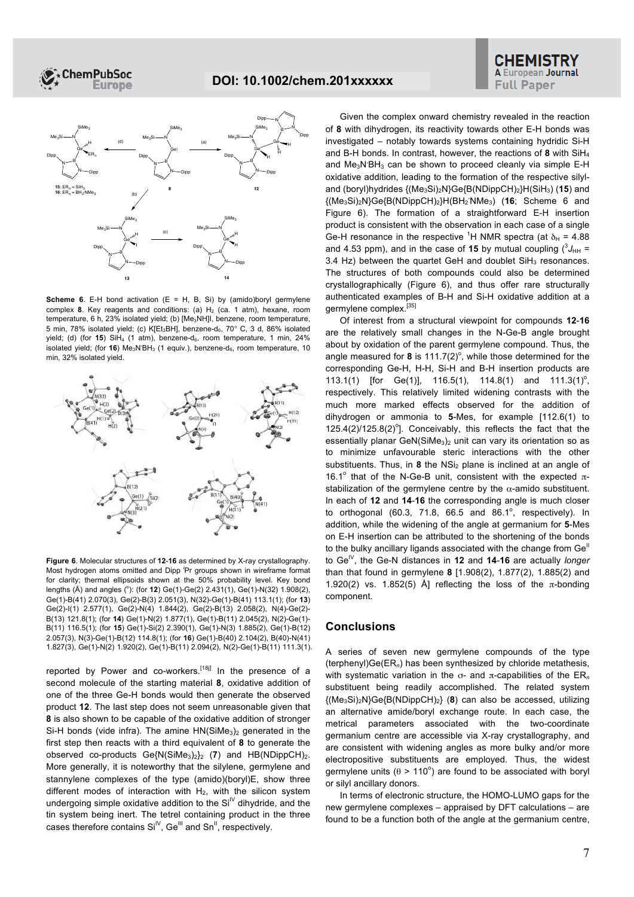**Scheme 6**. E-H bond activation (E = H, B, Si) by (amido)boryl germylene complex **8**. Key reagents and conditions: (a) $H_2$ (ca. 1 atm), hexane, room temperature, 6 h, 23% isolated yield; (b) [$Me_3$NH]I, benzene, room temperature, 5 min, 78% isolated yield; (c) K[$Et_3$BH], benzene-d$_6$, 70° C, 3 d, 86% isolated yield; (d) (for **15**) $SiH_4$ (1 atm), benzene-d$_6$, room temperature, 1 min, 24% isolated yield; (for **16**) $Me_3N·BH_3$ (1 equiv.), benzene-d$_6$, room temperature, 10 min, 32% isolated yield.

**Figure 6**. Molecular structures of **12**-**16** as determined by X-ray crystallography. Most hydrogen atoms omitted and Dipp $^i$Pr groups shown in wireframe format for clarity; thermal ellipsoids shown at the 50% probability level. Key bond lengths (Å) and angles (°): (for **12**) Ge(1)-Ge(2) 2.431(1), Ge(1)-N(32) 1.908(2), Ge(1)-B(41) 2.070(3), Ge(2)-B(3) 2.051(3), N(32)-Ge(1)-B(41) 113.1(1); (for **13**) Ge(2)-I(1) 2.577(1), Ge(2)-N(4) 1.844(2), Ge(2)-B(13) 2.058(2), N(4)-Ge(2)-B(13) 121.8(1); (for **14**) Ge(1)-N(2) 1.877(1), Ge(1)-B(11) 2.045(2), N(2)-Ge(1)-B(11) 116.5(1); (for **15**) Ge(1)-Si(2) 2.390(1), Ge(1)-N(3) 1.885(2), Ge(1)-B(12) 2.057(3), N(3)-Ge(1)-B(12) 114.8(1); (for **16**) Ge(1)-B(40) 2.104(2), B(40)-N(41) 1.827(3), Ge(1)-N(2) 1.920(2), Ge(1)-B(11) 2.094(2), N(2)-Ge(1)-B(11) 111.3(1).

reported by Power and co-workers.[18i] In the presence of a second molecule of the starting material **8**, oxidative addition of one of the three Ge-H bonds would then generate the observed product **12**. The last step does not seem unreasonable given that **8** is also shown to be capable of the oxidative addition of stronger Si-H bonds (vide infra). The amine HN($SiMe_3$)$_2$ generated in the first step then reacts with a third equivalent of **8** to generate the observed co-products Ge{N($SiMe_3$)$_2$}$_2$ (**7**) and HB(NDippCH)$_2$. More generally, it is noteworthy that the silylene, germylene and stannylene complexes of the type (amido)(boryl)E, show three different modes of interaction with $H_2$, with the silicon system undergoing simple oxidative addition to the $Si^{IV}$ dihydride, and the tin system being inert. The tetrel containing product in the three cases therefore contains $Si^{IV}$, $Ge^{III}$ and $Sn^{II}$, respectively.

Given the complex onward chemistry revealed in the reaction of **8** with dihydrogen, its reactivity towards other E-H bonds was investigated – notably towards systems containing hydridic Si-H and B-H bonds. In contrast, however, the reactions of **8** with $SiH_4$ and $Me_3N·BH_3$ can be shown to proceed cleanly via simple E-H oxidative addition, leading to the formation of the respective silyl- and (boryl)hydrides {($Me_3Si$)$_2$N}Ge{B(NDippCH)$_2$}H($SiH_3$) (**15**) and {($Me_3Si$)$_2$N}Ge{B(NDippCH)$_2$}H($BH_2·NMe_3$) (**16**; Scheme 6 and Figure 6). The formation of a straightforward E-H insertion product is consistent with the observation in each case of a single Ge-H resonance in the respective $^1$H NMR spectra (at $\delta_H$ = 4.88 and 4.53 ppm), and in the case of **15** by mutual coupling ($^3J_{HH}$ = 3.4 Hz) between the quartet GeH and doublet $SiH_3$ resonances. The structures of both compounds could also be determined crystallographically (Figure 6), and thus offer rare structurally authenticated examples of B-H and Si-H oxidative addition at a germylene complex.[35]

Of interest from a structural viewpoint for compounds **12**-**16** are the relatively small changes in the N-Ge-B angle brought about by oxidation of the parent germylene compound. Thus, the angle measured for **8** is 111.7(2)°, while those determined for the corresponding Ge-H, H-H, Si-H and B-H insertion products are 113.1(1) [for Ge(1)], 116.5(1), 114.8(1) and 111.3(1)°, respectively. This relatively limited widening contrasts with the much more marked effects observed for the addition of dihydrogen or ammonia to **5**-Mes, for example [112.6(1) to 125.4(2)/125.8(2)°]. Conceivably, this reflects the fact that the essentially planar GeN($SiMe_3$)$_2$ unit can vary its orientation so as to minimize unfavourable steric interactions with the other substituents. Thus, in **8** the $NSi_2$ plane is inclined at an angle of 16.1° that of the N-Ge-B unit, consistent with the expected $\pi$-stabilization of the germylene centre by the $\alpha$-amido substituent. In each of **12** and **14**-**16** the corresponding angle is much closer to orthogonal (60.3, 71.8, 66.5 and 86.1°, respectively). In addition, while the widening of the angle at germanium for **5**-Mes on E-H insertion can be attributed to the shortening of the bonds to the bulky ancillary ligands associated with the change from $Ge^{II}$ to $Ge^{IV}$, the Ge-N distances in **12** and **14**-**16** are actually *longer* than that found in germylene **8** [1.908(2), 1.877(2), 1.885(2) and 1.920(2) vs. 1.852(5) Å] reflecting the loss of the $\pi$-bonding component.

## Conclusions

A series of seven new germylene compounds of the type (terphenyl)Ge(ER$_n$) has been synthesized by chloride metathesis, with systematic variation in the $\sigma$- and $\pi$-capabilities of the ER$_n$ substituent being readily accomplished. The related system {($Me_3Si$)$_2$N}Ge{B(NDippCH)$_2$} (**8**) can also be accessed, utilizing an alternative amide/boryl exchange route. In each case, the metrical parameters associated with the two-coordinate germanium centre are accessible via X-ray crystallography, and are consistent with widening angles as more bulky and/or more electropositive substituents are employed. Thus, the widest germylene units ($\theta$ > 110°) are found to be associated with boryl or silyl ancillary donors.

In terms of electronic structure, the HOMO-LUMO gaps for the new germylene complexes – appraised by DFT calculations – are found to be a function both of the angle at the germanium centre,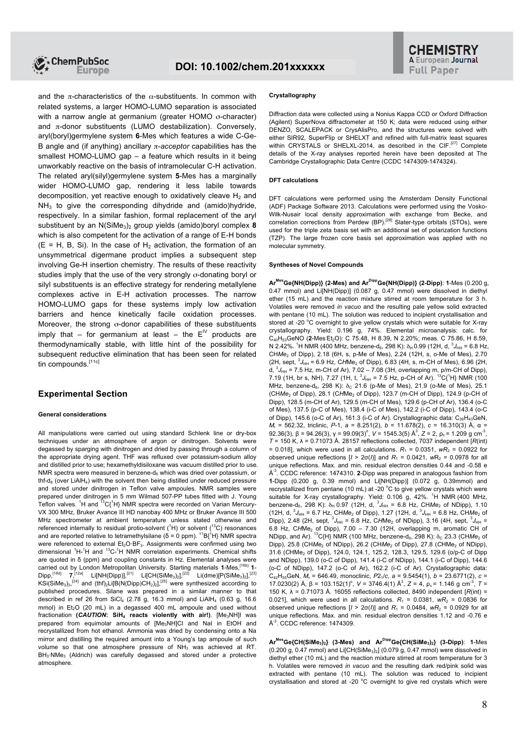and the π-characteristics of the α-substituents. In common with related systems, a larger HOMO-LUMO separation is associated with a narrow angle at germanium (greater HOMO σ-character) and π-donor substituents (LUMO destabilization). Conversely, aryl(boryl)germylene system **6**-Mes which features a wide C-Ge-B angle and (if anything) ancillary π-*acceptor* capabilities has the smallest HOMO-LUMO gap – a feature which results in it being unworkably reactive on the basis of intramolecular C-H activation. The related aryl(silyl)germylene system **5**-Mes has a marginally wider HOMO-LUMO gap, rendering it less labile towards decomposition, yet reactive enough to oxidatively cleave $H_2$ and $NH_3$ to give the corresponding dihydride and (amido)hydride, respectively. In a similar fashion, formal replacement of the aryl substituent by an $N(SiMe_3)_2$ group yields (amido)boryl complex **8** which is also competent for the activation of a range of E-H bonds (E = H, B, Si). In the case of $H_2$ activation, the formation of an unsymmetrical digermane product implies a subsequent step involving Ge-H insertion chemistry. The results of these reactivity studies imply that the use of the very strongly σ-donating boryl or silyl substituents is an effective strategy for rendering metallylene complexes active in E-H activation processes. The narrow HOMO-LUMO gaps for these systems imply low activation barriers and hence kinetically facile oxidation processes. Moreover, the strong σ-donor capabilities of these substituents imply that – for germanium at least – the $E^{IV}$ products are thermodynamically stable, with little hint of the possibility for subsequent reductive elimination that has been seen for related tin compounds.[11c]

## Experimental Section

#### General considerations

All manipulations were carried out using standard Schlenk line or dry-box techniques under an atmosphere of argon or dinitrogen. Solvents were degassed by sparging with dinitrogen and dried by passing through a column of the appropriate drying agent. THF was refluxed over potassium-sodium alloy and distilled prior to use; hexamethyldisiloxane was vacuum distilled prior to use. NMR spectra were measured in benzene-$d_6$ which was dried over potassium, or thf-$d_8$ (over $LiAlH_4$) with the solvent then being distilled under reduced pressure and stored under dinitrogen in Teflon valve ampoules. NMR samples were prepared under dinitrogen in 5 mm Wilmad 507-PP tubes fitted with J. Young Teflon valves. $^1$H and $^{13}$C{$^1$H} NMR spectra were recorded on Varian Mercury-VX 300 MHz, Bruker Avance III HD nanobay 400 MHz or Bruker Avance III 500 MHz spectrometer at ambient temperature unless stated otherwise and referenced internally to residual protio-solvent ($^1$H) or solvent ($^{13}$C) resonances and are reported relative to tetramethylsilane (δ = 0 ppm). $^{11}$B{$^1$H} NMR spectra were referenced to external $Et_2O{\cdot}BF_3$. Assignments were confirmed using two dimensional $^1$H-$^1$H and $^{13}$C-$^1$H NMR correlation experiments. Chemical shifts are quoted in δ (ppm) and coupling constants in Hz. Elemental analyses were carried out by London Metropolitan University. Starting materials **1**-Mes,[18b] **1**-Dipp,[18d] **7**,[12a] Li[NH(Dipp)],[21] Li[CH(SiMe$_3$)$_2$],[22] Li(dme)[P(SiMe$_3$)$_2$],[23] KSi(SiMe$_3$)$_3$,[24] and (thf)$_2$Li[B(N(Dipp)CH$_2$)$_2$],[25] were synthesized according to published procedures. Silane was prepared in a similar manner to that described in ref 26 from $SiCl_4$ (2.78 g, 16.3 mmol) and $LiAlH_4$ (0.63 g, 16.6 mmol) in $Et_2O$ (20 mL) in a degassed 400 mL ampoule and used without fractionation (***CAUTION*: $SiH_4$ reacts violently with air!**). [Me$_3$NH]I was prepared from equimolar amounts of [Me$_3$NH]Cl and NaI in EtOH and recrystallized from hot ethanol. Ammonia was dried by condensing onto a Na mirror and distilling the required amount into a Young's tap ampoule of such volume so that one atmosphere pressure of $NH_3$ was achieved at RT. $BH_3{\cdot}NMe_3$ (Aldrich) was carefully degassed and stored under a protective atmosphere.

#### Crystallography

Diffraction data were collected using a Nonius Kappa CCD or Oxford Diffraction (Agilent) SuperNova diffractometer at 150 K; data were reduced using either DENZO, SCALEPACK or CrysAlisPro, and the structures were solved with either SIR92, SuperFlip or SHELXT and refined with full-matrix least squares within CRYSTALS or SHELXL-2014, as described in the CIF.[27] Complete details of the X-ray analyses reported herein have been deposited at The Cambridge Crystallographic Data Centre (CCDC 1474309-1474324).

#### DFT calculations

DFT calculations were performed using the Amsterdam Density Functional (ADF) Package Software 2013. Calculations were performed using the Vosko-Wilk-Nusair local density approximation with exchange from Becke, and correlation corrections from Perdew (BP).[28] Slater-type orbitals (STOs), were used for the triple zeta basis set with an additional set of polarization functions (TZP). The large frozen core basis set approximation was applied with no molecular symmetry.

#### Syntheses of Novel Compounds

**Ar$^{Mes}$Ge{NH(Dipp)} (2-Mes) and Ar$^{Dipp}$Ge{NH(Dipp)} (2-Dipp)**: **1**-Mes (0.200 g, 0.47 mmol) and Li[NH(Dipp)] (0.087 g, 0.47 mmol) were dissolved in diethyl ether (15 mL) and the reaction mixture stirred at room temperature for 3 h. Volatiles were removed *in vacuo* and the resulting pale yellow solid extracted with pentane (10 mL). The solution was reduced to incipient crystallisation and stored at -20 °C overnight to give yellow crystals which were suitable for X-ray crystallography. Yield: 0.196 g, 74%. Elemental microanalysis: calc. for $C_{40}H_{53}GeNO$ (**2**-Mes·$Et_2O$): C 75.48, H 8.39, N 2.20%; meas. C 75.86, H 8.59, N 2.42%. $^1$H NMR (400 MHz, benzene-$d_6$, 298 K): $\delta_H$ 0.99 (12H, d, $^3J_{HH}$ = 6.8 Hz, CH*Me*$_2$ of Dipp), 2.18 (6H, s, p-Me of Mes), 2.24 (12H, s, o-Me of Mes), 2.70 (2H, sept, $^3J_{HH}$ = 6.9 Hz, C*H*Me$_2$ of Dipp), 6.83 (4H, s, m-CH of Mes), 6.96 (2H, d, $^3J_{HH}$ = 7.5 Hz, m-CH of Ar), 7.02 – 7.08 (3H, overlapping m, p/m-CH of Dipp), 7.19 (1H, br s, NH), 7.27 (1H, t, $^3J_{HH}$ = 7.5 Hz, p-CH of Ar). $^{13}$C{$^1$H} NMR (100 MHz, benzene-$d_6$, 298 K): $\delta_C$ 21.6 (p-Me of Mes), 21.9 (o-Me of Mes), 25.1 (CH*Me*$_2$ of Dipp), 28.1 (*C*HMe$_2$ of Dipp), 123.7 (m-CH of Dipp), 124.9 (p-CH of Dipp), 128.5 (m-CH of Ar), 129.5 (m-CH of Mes), 129.6 (p-CH of Ar), 136.4 (o-C of Mes), 137.5 (p-C of Mes), 138.4 (i-C of Mes), 142.2 (i-C of Dipp), 143.4 (o-C of Dipp), 145.6 (o-C of Ar), 161.3 (i-C of Ar). Crystallographic data: $C_{36}H_{43}GeN$, $M_r$ = 562.32, triclinic, *P*-1, *a* = 8.251(2), *b* = 11.678(2), *c* = 16.310(3) Å, α = 92.36(3), β = 94.26(3), γ = 99.09(3)°, *V* = 1545.3(5) Å$^3$, *Z* = 2, $\rho_c$ = 1.209 g cm$^{-3}$, *T* = 150 K, λ = 0.71073 Å. 28157 reflections collected, 7037 independent [*R*(int) = 0.018], which were used in all calculations. $R_1$ = 0.0351, $wR_2$ = 0.0922 for observed unique reflections [$I > 2\sigma(I)$] and $R_1$ = 0.0421, $wR_2$ = 0.0978 for all unique reflections. Max. and min. residual electron densities 0.44 and -0.58 e Å$^{-3}$. CCDC reference: 1474310. **2**-Dipp was prepared in analogous fashion from **1**-Dipp (0.200 g, 0.39 mmol) and Li[NH(Dipp)] (0.072 g, 0.39mmol) and recrystallized from pentane (10 mL) at -20 °C to give yellow crystals which were suitable for X-ray crystallography. Yield: 0.106 g, 42%. $^1$H NMR (400 MHz, benzene-$d_6$, 298 K): $\delta_H$ 0.97 (12H, d, $^3J_{HH}$ = 6.8 Hz, CH*Me*$_2$ of NDipp), 1.10 (12H, d, $^3J_{HH}$ = 6.7 Hz, CH*Me*$_2$ of Dipp), 1.27 (12H, d, $^3J_{HH}$ = 6.8 Hz, CH*Me*$_2$ of Dipp), 2.48 (2H, sept, $^3J_{HH}$ = 6.8 Hz, C*H*Me$_2$ of NDipp), 3.16 (4H, sept, $^3J_{HH}$ = 6.8 Hz, C*H*Me$_2$ of Dipp), 7.00 – 7.30 (12H, overlapping m, aromatic CH of NDipp, and Ar). $^{13}$C{H} NMR (100 MHz, benzene-$d_6$, 298 K): $\delta_C$ 23.3 (CH*Me*$_2$ of Dipp), 25.8 (CH*Me*$_2$ of NDipp), 26.2 (CH*Me*$_2$ of Dipp), 27.8 (*C*HMe$_2$ of NDipp), 31.6 (*C*HMe$_2$ of Dipp), 124.0, 124.1, 125.2, 128.3, 129.5, 129.6 (o/p-C of Dipp and NDipp), 139.0 (o-C of Dipp), 141.4 (i-C of NDipp), 144.1 (i-C of Dipp), 144.6 (o-C of NDipp), 147.2 (o-C of Ar), 162.2 (i-C of Ar). Crystallographic data: $C_{42}H_{55}GeN$, $M_r$ = 646.49, monoclinic, *P*2$_1$/*c*, *a* = 9.5454(1), *b* = 23.6771(2), *c* = 17.0230(2) Å, β = 103.152(1)°, *V* = 3746.4(1) Å$^3$, *Z* = 4, $\rho_c$ = 1.146 g cm$^{-3}$, *T* = 150 K, λ = 0.71073 Å. 16055 reflections collected, 8490 independent [*R*(int) = 0.021], which were used in all calculations. $R_1$ = 0.0381, $wR_2$ = 0.0836 for observed unique reflections [$I > 2\sigma(I)$] and $R_1$ = 0.0484, $wR_2$ = 0.0929 for all unique reflections. Max. and min. residual electron densities 1.12 and -0.76 e Å$^{-3}$. CCDC reference: 1474309.

**Ar$^{Mes}$Ge{CH(SiMe$_3$)$_2$} (3-Mes) and Ar$^{Dipp}$Ge{CH(SiMe$_3$)$_2$} (3-Dipp)**: **1**-Mes (0.200 g, 0.47 mmol) and Li[CH(SiMe$_3$)$_2$] (0.079 g, 0.47 mmol) were dissolved in diethyl ether (10 mL) and the reaction mixture stirred at room temperature for 3 h. Volatiles were removed *in vacuo* and the resulting dark red/pink solid was extracted with pentane (10 mL). The solution was reduced to incipient crystallisation and stored at -20 °C overnight to give red crystals which were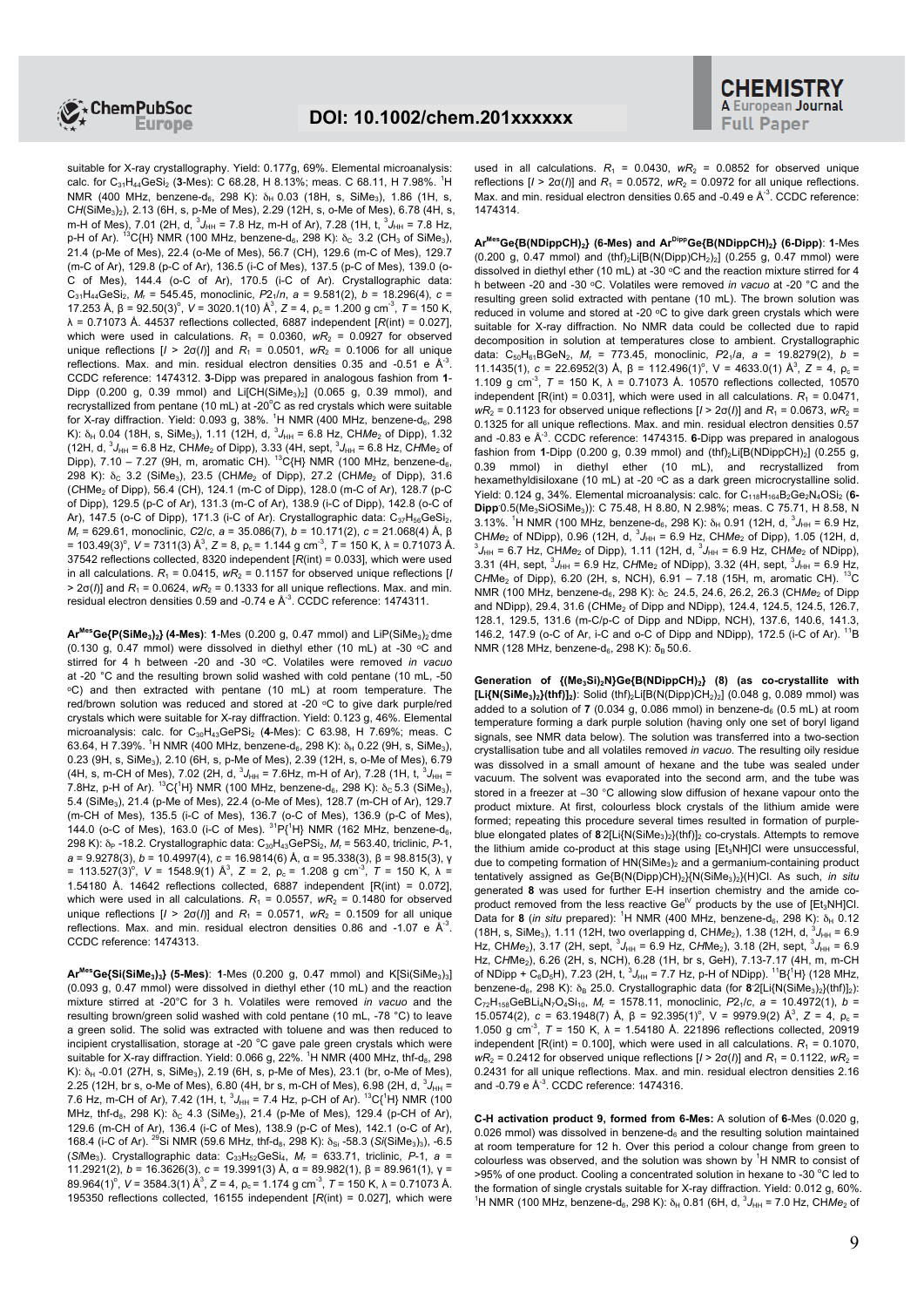suitable for X-ray crystallography. Yield: 0.177g, 69%. Elemental microanalysis: calc. for $C_{31}H_{44}GeSi_2$ (**3**-Mes): C 68.28, H 8.13%; meas. C 68.11, H 7.98%. $^1$H NMR (400 MHz, benzene-d$_6$, 298 K): $\delta_H$ 0.03 (18H, s, SiMe$_3$), 1.86 (1H, s, C*H*(SiMe$_3$)$_2$), 2.13 (6H, s, p-Me of Mes), 2.29 (12H, s, o-Me of Mes), 6.78 (4H, s, m-H of Mes), 7.01 (2H, d, $^3J_{HH}$ = 7.8 Hz, m-H of Ar), 7.28 (1H, t, $^3J_{HH}$ = 7.8 Hz, p-H of Ar). $^{13}$C{H} NMR (100 MHz, benzene-d$_6$, 298 K): $\delta_C$ 3.2 (CH$_3$ of SiMe$_3$), 21.4 (p-Me of Mes), 22.4 (o-Me of Mes), 56.7 (CH), 129.6 (m-C of Mes), 129.7 (m-C of Ar), 129.8 (p-C of Ar), 136.5 (i-C of Mes), 137.5 (p-C of Mes), 139.0 (o-C of Mes), 144.4 (o-C of Ar), 170.5 (i-C of Ar). Crystallographic data: $C_{31}H_{44}GeSi_2$, $M_r$ = 545.45, monoclinic, $P2_1/n$, $a$ = 9.581(2), $b$ = 18.296(4), $c$ = 17.253 Å, β = 92.50(3)°, $V$ = 3020.1(10) Å$^3$, $Z$ = 4, $\rho_c$ = 1.200 g cm$^{-3}$, $T$ = 150 K, λ = 0.71073 Å. 44537 reflections collected, 6887 independent [$R$(int) = 0.027], which were used in calculations. $R_1$ = 0.0360, $wR_2$ = 0.0927 for observed unique reflections [$I > 2\sigma(I)$] and $R_1$ = 0.0501, $wR_2$ = 0.1006 for all unique reflections. Max. and min. residual electron densities 0.35 and -0.51 e Å$^{-3}$. CCDC reference: 1474312. **3**-Dipp was prepared in analogous fashion from **1**-Dipp (0.200 g, 0.39 mmol) and Li[CH(SiMe$_3$)$_2$] (0.065 g, 0.39 mmol), and recrystallized from pentane (10 mL) at -20°C as red crystals which were suitable for X-ray diffraction. Yield: 0.093 g, 38%. $^1$H NMR (400 MHz, benzene-d$_6$, 298 K): $\delta_H$ 0.04 (18H, s, SiMe$_3$), 1.11 (12H, d, $^3J_{HH}$ = 6.8 Hz, CH*Me*$_2$ of Dipp), 1.32 (12H, d, $^3J_{HH}$ = 6.8 Hz, CH*Me*$_2$ of Dipp), 3.33 (4H, sept, $^3J_{HH}$ = 6.8 Hz, C*H*Me$_2$ of Dipp), 7.10 – 7.27 (9H, m, aromatic CH). $^{13}$C{H} NMR (100 MHz, benzene-d$_6$, 298 K): $\delta_C$ 3.2 (SiMe$_3$), 23.5 (CH*Me*$_2$ of Dipp), 27.2 (CH*Me*$_2$ of Dipp), 31.6 (*C*HMe$_2$ of Dipp), 56.4 (CH), 124.1 (m-C of Dipp), 128.0 (m-C of Ar), 128.7 (p-C of Dipp), 129.5 (p-C of Ar), 131.3 (m-C of Ar), 138.9 (i-C of Dipp), 142.8 (o-C of Ar), 147.5 (o-C of Dipp), 171.3 (i-C of Ar). Crystallographic data: $C_{37}H_{56}GeSi_2$, $M_r$ = 629.61, monoclinic, $C2/c$, $a$ = 35.086(7), $b$ = 10.171(2), $c$ = 21.068(4) Å, β = 103.49(3)°, $V$ = 7311(3) Å$^3$, $Z$ = 8, $\rho_c$ = 1.144 g cm$^{-3}$, $T$ = 150 K, λ = 0.71073 Å. 37542 reflections collected, 8320 independent [$R$(int) = 0.033], which were used in all calculations. $R_1$ = 0.0415, $wR_2$ = 0.1157 for observed unique reflections [$I > 2\sigma(I)$] and $R_1$ = 0.0624, $wR_2$ = 0.1333 for all unique reflections. Max. and min. residual electron densities 0.59 and -0.74 e Å$^{-3}$. CCDC reference: 1474311.

**Ar$^{Mes}$Ge{P(SiMe$_3$)$_2$} (4-Mes)**: **1**-Mes (0.200 g, 0.47 mmol) and LiP(SiMe$_3$)$_2$·dme (0.130 g, 0.47 mmol) were dissolved in diethyl ether (10 mL) at -30 °C and stirred for 4 h between -20 and -30 °C. Volatiles were removed *in vacuo* at -20 °C and the resulting brown solid washed with cold pentane (10 mL, -50 °C) and then extracted with pentane (10 mL) at room temperature. The red/brown solution was reduced and stored at -20 °C to give dark purple/red crystals which were suitable for X-ray diffraction. Yield: 0.123 g, 46%. Elemental microanalysis: calc. for $C_{30}H_{43}GePSi_2$ (**4**-Mes): C 63.98, H 7.69%; meas. C 63.64, H 7.39%. $^1$H NMR (400 MHz, benzene-d$_6$, 298 K): $\delta_H$ 0.22 (9H, s, SiMe$_3$), 0.23 (9H, s, SiMe$_3$), 2.10 (6H, s, p-Me of Mes), 2.39 (12H, s, o-Me of Mes), 6.79 (4H, s, m-CH of Mes), 7.02 (2H, d, $^3J_{HH}$ = 7.6Hz, m-H of Ar), 7.28 (1H, t, $^3J_{HH}$ = 7.8Hz, p-H of Ar). $^{13}$C{$^1$H} NMR (100 MHz, benzene-d$_6$, 298 K): $\delta_C$ 5.3 (SiMe$_3$), 5.4 (SiMe$_3$), 21.4 (p-Me of Mes), 22.4 (o-Me of Mes), 128.7 (m-CH of Ar), 129.7 (m-CH of Mes), 135.5 (i-C of Mes), 136.7 (o-C of Mes), 136.9 (p-C of Mes), 144.0 (o-C of Mes), 163.0 (i-C of Mes). $^{31}$P{$^1$H} NMR (162 MHz, benzene-d$_6$, 298 K): $\delta_P$ -18.2. Crystallographic data: $C_{30}H_{43}GePSi_2$, $M_r$ = 563.40, triclinic, $P$-1, $a$ = 9.9278(3), $b$ = 10.4997(4), $c$ = 16.9814(6) Å, α = 95.338(3), β = 98.815(3), γ = 113.527(3)°, $V$ = 1548.9(1) Å$^3$, $Z$ = 2, $\rho_c$ = 1.208 g cm$^{-3}$, $T$ = 150 K, λ = 1.54180 Å. 14642 reflections collected, 6887 independent [R(int) = 0.072], which were used in all calculations. $R_1$ = 0.0557, $wR_2$ = 0.1480 for observed unique reflections [$I > 2\sigma(I)$] and $R_1$ = 0.0571, $wR_2$ = 0.1509 for all unique reflections. Max. and min. residual electron densities 0.86 and -1.07 e Å$^{-3}$. CCDC reference: 1474313.

**Ar$^{Mes}$Ge{Si(SiMe$_3$)$_3$} (5-Mes)**: **1**-Mes (0.200 g, 0.47 mmol) and K[Si(SiMe$_3$)$_3$] (0.093 g, 0.47 mmol) were dissolved in diethyl ether (10 mL) and the reaction mixture stirred at -20°C for 3 h. Volatiles were removed *in vacuo* and the resulting brown/green solid washed with cold pentane (10 mL, -78 °C) to leave a green solid. The solid was extracted with toluene and was then reduced to incipient crystallisation, storage at -20 °C gave pale green crystals which were suitable for X-ray diffraction. Yield: 0.066 g, 22%. $^1$H NMR (400 MHz, thf-d$_8$, 298 K): $\delta_H$ -0.01 (27H, s, SiMe$_3$), 2.19 (6H, s, p-Me of Mes), 23.1 (br, o-Me of Mes), 2.25 (12H, br s, o-Me of Mes), 6.80 (4H, br s, m-CH of Mes), 6.98 (2H, d, $^3J_{HH}$ = 7.6 Hz, m-CH of Ar), 7.42 (1H, t, $^3J_{HH}$ = 7.4 Hz, p-CH of Ar). $^{13}$C{$^1$H} NMR (100 MHz, thf-d$_8$, 298 K): $\delta_C$ 4.3 (SiMe$_3$), 21.4 (p-Me of Mes), 129.4 (p-CH of Ar), 129.6 (m-CH of Ar), 136.4 (i-C of Mes), 138.9 (p-C of Mes), 142.1 (o-C of Ar), 168.4 (i-C of Ar). $^{29}$Si NMR (59.6 MHz, thf-d$_8$, 298 K): $\delta_{Si}$ -58.3 (*Si*(SiMe$_3$)$_3$), -6.5 (*Si*Me$_3$). Crystallographic data: $C_{33}H_{52}GeSi_4$, $M_r$ = 633.71, triclinic, $P$-1, $a$ = 11.2921(2), $b$ = 16.3626(3), $c$ = 19.3991(3) Å, α = 89.982(1), β = 89.961(1), γ = 89.964(1)°, $V$ = 3584.3(1) Å$^3$, $Z$ = 4, $\rho_c$ = 1.174 g cm$^{-3}$, $T$ = 150 K, λ = 0.71073 Å. 195350 reflections collected, 16155 independent [$R$(int) = 0.027], which were used in all calculations. $R_1$ = 0.0430, $wR_2$ = 0.0852 for observed unique reflections [$I > 2\sigma(I)$] and $R_1$ = 0.0572, $wR_2$ = 0.0972 for all unique reflections. Max. and min. residual electron densities 0.65 and -0.49 e Å$^{-3}$. CCDC reference: 1474314.

**Ar$^{Mes}$Ge{B(NDippCH)$_2$} (6-Mes) and Ar$^{Dipp}$Ge{B(NDippCH)$_2$} (6-Dipp)**: **1**-Mes (0.200 g, 0.47 mmol) and (thf)$_2$Li[B(N(Dipp)CH)$_2$] (0.255 g, 0.47 mmol) were dissolved in diethyl ether (10 mL) at -30 °C and the reaction mixture stirred for 4 h between -20 and -30 °C. Volatiles were removed *in vacuo* at -20 °C and the resulting green solid extracted with pentane (10 mL). The brown solution was reduced in volume and stored at -20 °C to give dark green crystals which were suitable for X-ray diffraction. No NMR data could be collected due to rapid decomposition in solution at temperatures close to ambient. Crystallographic data: $C_{50}H_{61}BGeN_2$, $M_r$ = 773.45, monoclinic, $P2_1/a$, $a$ = 19.8279(2), $b$ = 11.1435(1), $c$ = 22.6952(3) Å, β = 112.496(1)°, V = 4633.0(1) Å$^3$, $Z$ = 4, $\rho_c$ = 1.109 g cm$^{-3}$, $T$ = 150 K, λ = 0.71073 Å. 10570 reflections collected, 10570 independent [R(int) = 0.031], which were used in all calculations. $R_1$ = 0.0471, $wR_2$ = 0.1123 for observed unique reflections [$I > 2\sigma(I)$] and $R_1$ = 0.0673, $wR_2$ = 0.1325 for all unique reflections. Max. and min. residual electron densities 0.57 and -0.83 e Å$^{-3}$. CCDC reference: 1474315. **6**-Dipp was prepared in analogous fashion from **1**-Dipp (0.200 g, 0.39 mmol) and (thf)$_2$Li[B(NDippCH)$_2$] (0.255 g, 0.39 mmol) in diethyl ether (10 mL), and recrystallized from hexamethyldisiloxane (10 mL) at -20 °C as a dark green microcrystalline solid. Yield: 0.124 g, 34%. Elemental microanalysis: calc. for $C_{118}H_{164}B_2Ge_2N_4OSi_2$ (**6**-**Dipp**·0.5(Me$_3$SiOSiMe$_3$)): C 75.48, H 8.80, N 2.98%; meas. C 75.71, H 8.58, N 3.13%. $^1$H NMR (100 MHz, benzene-d$_6$, 298 K): $\delta_H$ 0.91 (12H, d, $^3J_{HH}$ = 6.9 Hz, CH*Me*$_2$ of NDipp), 0.96 (12H, d, $^3J_{HH}$ = 6.9 Hz, CH*Me*$_2$ of Dipp), 1.05 (12H, d, $^3J_{HH}$ = 6.7 Hz, CH*Me*$_2$ of Dipp), 1.11 (12H, d, $^3J_{HH}$ = 6.9 Hz, CH*Me*$_2$ of NDipp), 3.31 (4H, sept, $^3J_{HH}$ = 6.9 Hz, C*H*Me$_2$ of NDipp), 3.32 (4H, sept, $^3J_{HH}$ = 6.9 Hz, C*H*Me$_2$ of Dipp), 6.20 (2H, s, NCH), 6.91 – 7.18 (15H, m, aromatic CH). $^{13}$C NMR (100 MHz, benzene-d$_6$, 298 K): $\delta_C$ 24.5, 24.6, 26.2, 26.3 (CH*Me*$_2$ of Dipp and NDipp), 29.4, 31.6 (*C*HMe$_2$ of Dipp and NDipp), 124.4, 124.5, 124.5, 126.7, 128.1, 129.5, 131.6 (m-C/p-C of Dipp and NDipp, NCH), 137.6, 140.6, 141.3, 146.2, 147.9 (o-C of Ar, i-C and o-C of Dipp and NDipp), 172.5 (i-C of Ar). $^{11}$B NMR (128 MHz, benzene-d$_6$, 298 K): $\delta_B$ 50.6.

**Generation of {(Me$_3$Si)$_2$N}Ge{B(NDippCH)$_2$} (8) (as co-crystallite with [Li{N(SiMe$_3$)$_2$}(thf)]$_2$)**: Solid (thf)$_2$Li[B(N(Dipp)CH)$_2$] (0.048 g, 0.089 mmol) was added to a solution of **7** (0.034 g, 0.086 mmol) in benzene-d$_6$ (0.5 mL) at room temperature forming a dark purple solution (having only one set of boryl ligand signals, see NMR data below). The solution was transferred into a two-section crystallisation tube and all volatiles removed *in vacuo*. The resulting oily residue was dissolved in a small amount of hexane and the tube was sealed under vacuum. The solvent was evaporated into the second arm, and the tube was stored in a freezer at −30 °C allowing slow diffusion of hexane vapour onto the product mixture. At first, colourless block crystals of the lithium amide were formed; repeating this procedure several times resulted in formation of purple-blue elongated plates of **8**·2[Li{N(SiMe$_3$)$_2$}(thf)]$_2$ co-crystals. Attempts to remove the lithium amide co-product at this stage using [Et$_3$NH]Cl were unsuccessful, due to competing formation of HN(SiMe$_3$)$_2$ and a germanium-containing product tentatively assigned as Ge{B(N(Dipp)CH)$_2$}{N(SiMe$_3$)$_2$}(H)Cl. As such, *in situ* generated **8** was used for further E-H insertion chemistry and the amide co-product removed from the less reactive Ge$^{IV}$ products by the use of [Et$_3$NH]Cl. Data for **8** (*in situ* prepared): $^1$H NMR (400 MHz, benzene-d$_6$, 298 K): $\delta_H$ 0.12 (18H, s, SiMe$_3$), 1.11 (12H, two overlapping d, CH*Me*$_2$), 1.38 (12H, d, $^3J_{HH}$ = 6.9 Hz, CH*Me*$_2$), 3.17 (2H, sept, $^3J_{HH}$ = 6.9 Hz, C*H*Me$_2$), 3.18 (2H, sept, $^3J_{HH}$ = 6.9 Hz, C*H*Me$_2$), 6.26 (2H, s, NCH), 6.28 (1H, br s, GeH), 7.13-7.17 (4H, m, m-CH of NDipp + C$_6$D$_5$H), 7.23 (2H, t, $^3J_{HH}$ = 7.7 Hz, p-H of NDipp). $^{11}$B{$^1$H} (128 MHz, benzene-d$_6$, 298 K): $\delta_B$ 25.0. Crystallographic data (for **8**·2[Li{N(SiMe$_3$)$_2$}(thf)]$_2$): $C_{72}H_{158}GeBLi_4N_7O_4Si_{10}$, $M_r$ = 1578.11, monoclinic, $P2_1/c$, $a$ = 10.4972(1), $b$ = 15.0574(2), $c$ = 63.1948(7) Å, β = 92.395(1)°, $V$ = 9979.9(2) Å$^3$, $Z$ = 4, $\rho_c$ = 1.050 g cm$^{-3}$, $T$ = 150 K, λ = 1.54180 Å. 221896 reflections collected, 20919 independent [R(int) = 0.100], which were used in all calculations. $R_1$ = 0.1070, $wR_2$ = 0.2412 for observed unique reflections [$I > 2\sigma(I)$] and $R_1$ = 0.1122, $wR_2$ = 0.2431 for all unique reflections. Max. and min. residual electron densities 2.16 and -0.79 e Å$^{-3}$. CCDC reference: 1474316.

**C-H activation product 9, formed from 6-Mes:** A solution of **6**-Mes (0.020 g, 0.026 mmol) was dissolved in benzene-d$_6$ and the resulting solution maintained at room temperature for 12 h. Over this period a colour change from green to colourless was observed, and the solution was shown by $^1$H NMR to consist of >95% of one product. Cooling a concentrated solution in hexane to -30 °C led to the formation of single crystals suitable for X-ray diffraction. Yield: 0.012 g, 60%. $^1$H NMR (100 MHz, benzene-d$_6$, 298 K): $\delta_H$ 0.81 (6H, d, $^3J_{HH}$ = 7.0 Hz, CH*Me*$_2$ of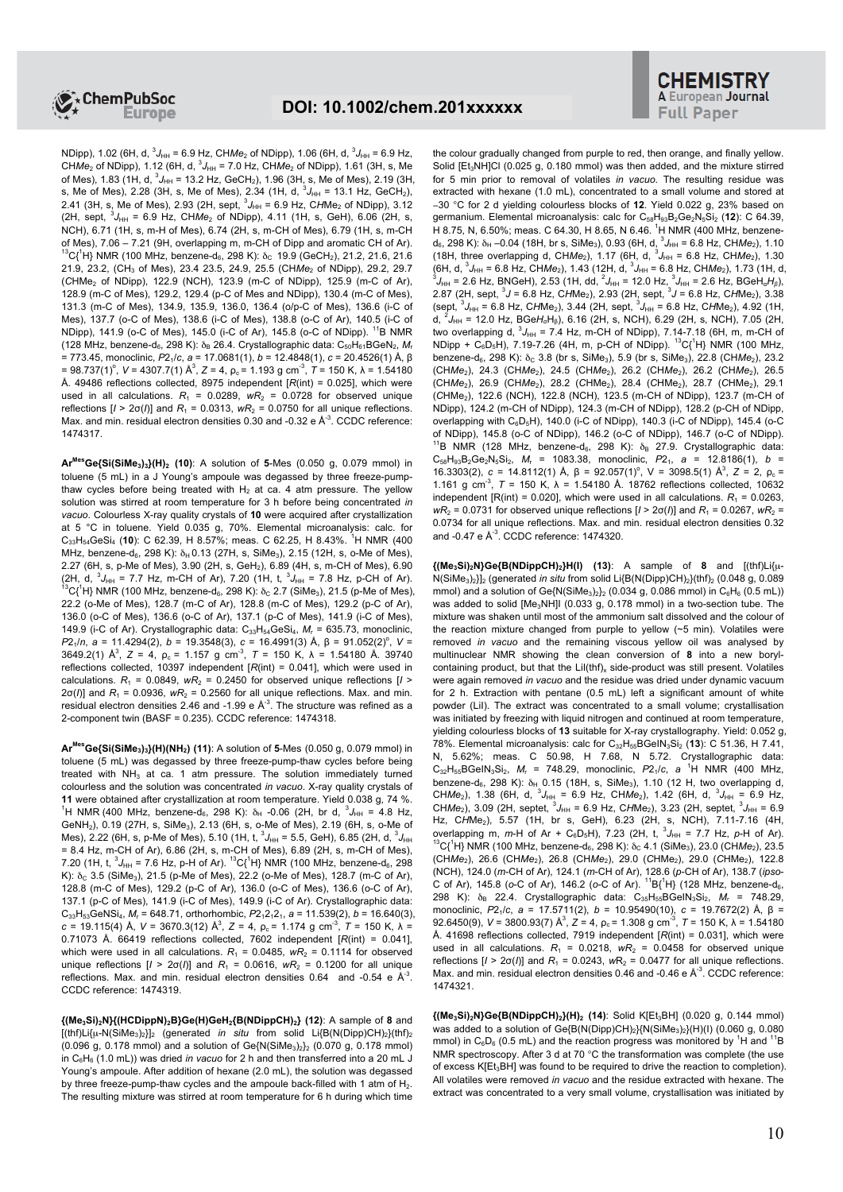NDipp), 1.02 (6H, d, $^3J_{HH}$ = 6.9 Hz, CH$Me_2$ of NDipp), 1.06 (6H, d, $^3J_{HH}$ = 6.9 Hz, CH$Me_2$ of NDipp), 1.12 (6H, d, $^3J_{HH}$ = 7.0 Hz, CH$Me_2$ of NDipp), 1.61 (3H, s, Me of Mes), 1.83 (1H, d, $^3J_{HH}$ = 13.2 Hz, GeCH$_2$), 1.96 (3H, s, Me of Mes), 2.19 (3H, s, Me of Mes), 2.28 (3H, s, Me of Mes), 2.34 (1H, d, $^3J_{HH}$ = 13.1 Hz, GeCH$_2$), 2.41 (3H, s, Me of Mes), 2.93 (2H, sept, $^3J_{HH}$ = 6.9 Hz, C*H*Me$_2$ of NDipp), 3.12 (2H, sept, $^3J_{HH}$ = 6.9 Hz, C*H*Me$_2$ of NDipp), 4.11 (1H, s, GeH), 6.06 (2H, s, NCH), 6.71 (1H, s, m-CH of Mes), 6.74 (2H, s, m-CH of Mes), 6.79 (1H, s, m-CH of Mes), 7.06 – 7.21 (9H, overlapping m, m-CH of Dipp and aromatic CH of Ar). $^{13}$C{$^1$H} NMR (100 MHz, benzene-d$_6$, 298 K): $\delta_C$ 19.9 (GeCH$_2$), 21.2, 21.6, 21.6 21.9, 23.2, (CH$_3$ of Mes), 23.4 23.5, 24.9, 25.5 (CH$Me_2$ of NDipp), 29.2, 29.7 (CHMe$_2$ of NDipp), 122.9 (NCH), 123.9 (m-C of NDipp), 125.9 (m-C of Ar), 128.9 (m-C of Mes), 129.2, 129.4 (p-C of Mes and NDipp), 130.4 (m-C of Mes), 131.3 (m-C of Mes), 134.9, 135.9, 136.0, 136.4 (o/p-C of Mes), 136.6 (i-C of Mes), 137.7 (o-C of Mes), 138.6 (i-C of Mes), 138.8 (o-C of Ar), 140.5 (i-C of NDipp), 141.9 (o-C of Mes), 145.0 (i-C of Ar), 145.8 (o-C of NDipp). $^{11}$B NMR (128 MHz, benzene-d$_6$, 298 K): $\delta_B$ 26.4. Crystallographic data: $C_{50}H_{61}BGeN_2$, $M_r$ = 773.45, monoclinic, $P2_1/c$, $a$ = 17.0681(1), $b$ = 12.4848(1), $c$ = 20.4526(1) Å, β = 98.737(1)°, $V$ = 4307.7(1) Å$^3$, $Z$ = 4, $\rho_c$ = 1.193 g cm$^{-3}$, $T$ = 150 K, λ = 1.54180 Å. 49486 reflections collected, 8975 independent [$R$(int) = 0.025], which were used in all calculations. $R_1$ = 0.0289, $wR_2$ = 0.0728 for observed unique reflections [$I > 2\sigma(I)$] and $R_1$ = 0.0313, $wR_2$ = 0.0750 for all unique reflections. Max. and min. residual electron densities 0.30 and -0.32 e Å$^{-3}$. CCDC reference: 1474317.

**Ar$^{Mes}$Ge{Si(SiMe$_3$)$_3$}(H)$_2$ (10)**: A solution of **5**-Mes (0.050 g, 0.079 mmol) in toluene (5 mL) in a J Young's ampoule was degassed by three freeze-pump-thaw cycles before being treated with H$_2$ at ca. 4 atm pressure. The yellow solution was stirred at room temperature for 3 h before being concentrated *in vacuo*. Colourless X-ray quality crystals of **10** were acquired after crystallization at 5 °C in toluene. Yield 0.035 g, 70%. Elemental microanalysis: calc. for $C_{33}H_{54}GeSi_4$ (**10**): C 62.39, H 8.57%; meas. C 62.25, H 8.43%. $^1$H NMR (400 MHz, benzene-d$_6$, 298 K): $\delta_H$ 0.13 (27H, s, SiMe$_3$), 2.15 (12H, s, o-Me of Mes), 2.27 (6H, s, p-Me of Mes), 3.90 (2H, s, GeH$_2$), 6.89 (4H, s, m-CH of Mes), 6.90 (2H, d, $^3J_{HH}$ = 7.7 Hz, m-CH of Ar), 7.20 (1H, t, $^3J_{HH}$ = 7.8 Hz, p-CH of Ar). $^{13}$C{$^1$H} NMR (100 MHz, benzene-d$_6$, 298 K): $\delta_C$ 2.7 (SiMe$_3$), 21.5 (p-Me of Mes), 22.2 (o-Me of Mes), 128.7 (m-C of Ar), 128.8 (m-C of Mes), 129.2 (p-C of Ar), 136.0 (o-C of Mes), 136.6 (o-C of Ar), 137.1 (p-C of Mes), 141.9 (i-C of Mes), 149.9 (i-C of Ar). Crystallographic data: $C_{33}H_{54}GeSi_4$, $M_r$ = 635.73, monoclinic, $P2_1/n$, $a$ = 11.4294(2), $b$ = 19.3548(3), $c$ = 16.4991(3) Å, β = 91.052(2)°, $V$ = 3649.2(1) Å$^3$, $Z$ = 4, $\rho_c$ = 1.157 g cm$^{-3}$, $T$ = 150 K, λ = 1.54180 Å. 39740 reflections collected, 10397 independent [$R$(int) = 0.041], which were used in calculations. $R_1$ = 0.0849, $wR_2$ = 0.2450 for observed unique reflections [$I > 2\sigma(I)$] and $R_1$ = 0.0936, $wR_2$ = 0.2560 for all unique reflections. Max. and min. residual electron densities 2.46 and -1.99 e Å$^{-3}$. The structure was refined as a 2-component twin (BASF = 0.235). CCDC reference: 1474318.

**Ar$^{Mes}$Ge{Si(SiMe$_3$)$_3$}(H)(NH$_2$) (11)**: A solution of **5**-Mes (0.050 g, 0.079 mmol) in toluene (5 mL) was degassed by three freeze-pump-thaw cycles before being treated with NH$_3$ at ca. 1 atm pressure. The solution immediately turned colourless and the solution was concentrated *in vacuo*. X-ray quality crystals of **11** were obtained after crystallization at room temperature. Yield 0.038 g, 74 %. $^1$H NMR (400 MHz, benzene-d$_6$, 298 K): $\delta_H$ -0.06 (2H, br d, $^3J_{HH}$ = 4.8 Hz, GeNH$_2$), 0.19 (27H, s, SiMe$_3$), 2.13 (6H, s, o-Me of Mes), 2.19 (6H, s, o-Me of Mes), 2.22 (6H, s, p-Me of Mes), 5.10 (1H, t, $^3J_{HH}$ = 5.5, GeH), 6.85 (2H, d, $^3J_{HH}$ = 8.4 Hz, m-CH of Ar), 6.86 (2H, s, m-CH of Mes), 6.89 (2H, s, m-CH of Mes), 7.20 (1H, t, $^3J_{HH}$ = 7.6 Hz, p-H of Ar). $^{13}$C{$^1$H} NMR (100 MHz, benzene-d$_6$, 298 K): $\delta_C$ 3.5 (SiMe$_3$), 21.5 (p-Me of Mes), 22.2 (o-Me of Mes), 128.7 (m-C of Ar), 128.8 (m-C of Mes), 129.2 (p-C of Ar), 136.0 (o-C of Mes), 136.6 (o-C of Ar), 137.1 (p-C of Mes), 141.9 (i-C of Mes), 149.9 (i-C of Ar). Crystallographic data: $C_{33}H_{53}GeNSi_4$, $M_r$ = 648.71, orthorhombic, $P2_12_12_1$, $a$ = 11.539(2), $b$ = 16.640(3), $c$ = 19.115(4) Å, $V$ = 3670.3(12) Å$^3$, $Z$ = 4, $\rho_c$ = 1.174 g cm$^{-3}$, $T$ = 150 K, λ = 0.71073 Å. 66419 reflections collected, 7602 independent [$R$(int) = 0.041], which were used in all calculations. $R_1$ = 0.0485, $wR_2$ = 0.1114 for observed unique reflections [$I > 2\sigma(I)$] and $R_1$ = 0.0616, $wR_2$ = 0.1200 for all unique reflections. Max. and min. residual electron densities 0.64 and -0.54 e Å$^{-3}$. CCDC reference: 1474319.

**{(Me$_3$Si)$_2$N}{(HCDippN)$_2$B}Ge(H)GeH$_2${B(NDippCH)$_2$} (12)**: A sample of **8** and [(thf)Li{μ-N(SiMe$_3$)$_2$}]$_2$ (generated *in situ* from solid Li{B(N(Dipp)CH)$_2$}(thf)$_2$ (0.096 g, 0.178 mmol) and a solution of Ge{N(SiMe$_3$)$_2$}$_2$ (0.070 g, 0.178 mmol) in C$_6$H$_6$ (1.0 mL)) was dried *in vacuo* for 2 h and then transferred into a 20 mL J Young's ampoule. After addition of hexane (2.0 mL), the solution was degassed by three freeze-pump-thaw cycles and the ampoule back-filled with 1 atm of H$_2$. The resulting mixture was stirred at room temperature for 6 h during which time the colour gradually changed from purple to red, then orange, and finally yellow. Solid [Et$_3$NH]Cl (0.025 g, 0.180 mmol) was then added, and the mixture stirred for 5 min prior to removal of volatiles *in vacuo*. The resulting residue was extracted with hexane (1.0 mL), concentrated to a small volume and stored at −30 °C for 2 d yielding colourless blocks of **12**. Yield 0.022 g, 23% based on germanium. Elemental microanalysis: calc for $C_{58}H_{93}B_2Ge_2N_5Si_2$ (**12**): C 64.39, H 8.75, N, 6.50%; meas. C 64.30, H 8.65, N 6.46. $^1$H NMR (400 MHz, benzene-d$_6$, 298 K): $\delta_H$ −0.04 (18H, br s, SiMe$_3$), 0.93 (6H, d, $^3J_{HH}$ = 6.8 Hz, CH$Me_2$), 1.10 (18H, three overlapping d, CH$Me_2$), 1.17 (6H, d, $^3J_{HH}$ = 6.8 Hz, CH$Me_2$), 1.30 (6H, d, $^3J_{HH}$ = 6.8 Hz, CH$Me_2$), 1.43 (12H, d, $^3J_{HH}$ = 6.8 Hz, CH$Me_2$), 1.73 (1H, d, $^3J_{HH}$ = 2.6 Hz, BNGeH), 2.53 (1H, dd, $^2J_{HH}$ = 12.0 Hz, $^3J_{HH}$ = 2.6 Hz, BGeH$_\alpha$H$_\beta$), 2.87 (2H, sept, $^3J$ = 6.8 Hz, C*H*Me$_2$), 2.93 (2H, sept, $^3J$ = 6.8 Hz, C*H*Me$_2$), 3.38 (sept, $^3J_{HH}$ = 6.8 Hz, C*H*Me$_2$), 3.44 (2H, sept, $^3J_{HH}$ = 6.8 Hz, C*H*Me$_2$), 4.92 (1H, d, $^2J_{HH}$ = 12.0 Hz, BGeH$_\alpha$H$_\beta$), 6.16 (2H, s, NCH), 6.29 (2H, s, NCH), 7.05 (2H, two overlapping d, $^3J_{HH}$ = 7.4 Hz, m-CH of NDipp), 7.14-7.18 (6H, m, m-CH of NDipp + C$_6$D$_5$H), 7.19-7.26 (4H, m, p-CH of NDipp). $^{13}$C{$^1$H} NMR (100 MHz, benzene-d$_6$, 298 K): $\delta_C$ 3.8 (br s, SiMe$_3$), 5.9 (br s, SiMe$_3$), 22.8 (CH$Me_2$), 23.2 (CH$Me_2$), 24.3 (CH$Me_2$), 24.5 (CH$Me_2$), 26.2 (CH$Me_2$), 26.2 (CH$Me_2$), 26.5 (CH$Me_2$), 26.9 (CH$Me_2$), 28.2 (CHMe$_2$), 28.4 (CHMe$_2$), 28.7 (CHMe$_2$), 29.1 (CHMe$_2$), 122.6 (NCH), 122.8 (NCH), 123.5 (m-CH of NDipp), 123.7 (m-CH of NDipp), 124.2 (m-CH of NDipp), 124.3 (m-CH of NDipp), 128.2 (p-CH of NDipp, overlapping with C$_6$D$_5$H), 140.0 (i-C of NDipp), 140.3 (i-C of NDipp), 145.4 (o-C of NDipp), 145.8 (o-C of NDipp), 146.2 (o-C of NDipp), 146.7 (o-C of NDipp). $^{11}$B NMR (128 MHz, benzene-d$_6$, 298 K): $\delta_B$ 27.9. Crystallographic data: $C_{58}H_{93}B_2Ge_2N_5Si_2$, $M_r$ = 1083.38, monoclinic, $P2_1$, $a$ = 12.8186(1), $b$ = 16.3303(2), $c$ = 14.8112(1) Å, β = 92.057(1)°, V = 3098.5(1) Å$^3$, $Z$ = 2, $\rho_c$ = 1.161 g cm$^{-3}$, $T$ = 150 K, λ = 1.54180 Å. 18762 reflections collected, 10632 independent [R(int) = 0.020], which were used in all calculations. $R_1$ = 0.0263, $wR_2$ = 0.0731 for observed unique reflections [$I > 2\sigma(I)$] and $R_1$ = 0.0267, $wR_2$ = 0.0734 for all unique reflections. Max. and min. residual electron densities 0.32 and -0.47 e Å$^{-3}$. CCDC reference: 1474320.

**{(Me$_3$Si)$_2$N}Ge{B(NDippCH)$_2$}H(I) (13)**: A sample of **8** and [(thf)Li{μ-N(SiMe$_3$)$_2$}]$_2$ (generated *in situ* from solid Li{B(N(Dipp)CH)$_2$}(thf)$_2$ (0.048 g, 0.089 mmol) and a solution of Ge{N(SiMe$_3$)$_2$}$_2$ (0.034 g, 0.086 mmol) in C$_6$H$_6$ (0.5 mL)) was added to solid [Me$_3$NH]I (0.033 g, 0.178 mmol) in a two-section tube. The mixture was shaken until most of the ammonium salt dissolved and the colour of the reaction mixture changed from purple to yellow (~5 min). Volatiles were removed *in vacuo* and the remaining viscous yellow oil was analysed by multinuclear NMR showing the clean conversion of **8** into a new boryl-containing product, but that the LiI(thf)$_x$ side-product was still present. Volatiles were again removed *in vacuo* and the residue was dried under dynamic vacuum for 2 h. Extraction with pentane (0.5 mL) left a significant amount of white powder (LiI). The extract was concentrated to a small volume; crystallisation was initiated by freezing with liquid nitrogen and continued at room temperature, yielding colourless blocks of **13** suitable for X-ray crystallography. Yield: 0.052 g, 78%. Elemental microanalysis: calc for $C_{32}H_{55}BGeIN_3Si_2$ (**13**): C 51.36, H 7.41, N, 5.62%; meas. C 50.98, H 7.68, N 5.72. Crystallographic data: $C_{32}H_{55}BGeIN_3Si_2$, $M_r$ = 748.29, monoclinic, $P2_1/c$, $a$ $^1$H NMR (400 MHz, benzene-d$_6$, 298 K): $\delta_H$ 0.15 (18H, s, SiMe$_3$), 1.10 (12 H, two overlapping d, CH$Me_2$), 1.38 (6H, d, $^3J_{HH}$ = 6.9 Hz, CH$Me_2$), 1.42 (6H, d, $^3J_{HH}$ = 6.9 Hz, CH$Me_2$), 3.09 (2H, septet, $^3J_{HH}$ = 6.9 Hz, C*H*Me$_2$), 3.23 (2H, septet, $^3J_{HH}$ = 6.9 Hz, C*H*Me$_2$), 5.57 (1H, br s, GeH), 6.23 (2H, s, NCH), 7.11-7.16 (4H, overlapping m, *m*-H of Ar + C$_6$D$_5$H), 7.23 (2H, t, $^3J_{HH}$ = 7.7 Hz, *p*-H of Ar). $^{13}$C{$^1$H} NMR (100 MHz, benzene-d$_6$, 298 K): $\delta_C$ 4.1 (SiMe$_3$), 23.0 (CH$Me_2$), 23.5 (CH$Me_2$), 26.6 (CH$Me_2$), 26.8 (CH$Me_2$), 29.0 (CHMe$_2$), 29.0 (CHMe$_2$), 122.8 (NCH), 124.0 (*m*-CH of Ar), 124.1 (*m*-CH of Ar), 128.6 (*p*-CH of Ar), 138.7 (*ipso*-C of Ar), 145.8 (*o*-C of Ar), 146.2 (*o*-C of Ar). $^{11}$B{$^1$H} (128 MHz, benzene-d$_6$, 298 K): $\delta_B$ 22.4. Crystallographic data: $C_{35}H_{55}BGeIN_3Si_2$, $M_r$ = 748.29, monoclinic, $P2_1/c$, $a$ = 17.5711(2), $b$ = 10.95490(10), $c$ = 19.7672(2) Å, β = 92.6450(9), $V$ = 3800.93(7) Å$^3$, $Z$ = 4, $\rho_c$ = 1.308 g cm$^{-3}$, $T$ = 150 K, λ = 1.54180 Å. 41698 reflections collected, 7919 independent [$R$(int) = 0.031], which were used in all calculations. $R_1$ = 0.0218, $wR_2$ = 0.0458 for observed unique reflections [$I > 2\sigma(I)$] and $R_1$ = 0.0243, $wR_2$ = 0.0477 for all unique reflections. Max. and min. residual electron densities 0.46 and -0.46 e Å$^{-3}$. CCDC reference: 1474321.

**{(Me$_3$Si)$_2$N}Ge{B(NDippCH)$_2$}(H)$_2$ (14)**: Solid K[Et$_3$BH] (0.020 g, 0.144 mmol) was added to a solution of Ge{B(N(Dipp)CH)$_2$}{N(SiMe$_3$)$_2$}(H)(I) (0.060 g, 0.080 mmol) in C$_6$D$_6$ (0.5 mL) and the reaction progress was monitored by $^1$H and $^{11}$B NMR spectroscopy. After 3 d at 70 °C the transformation was complete (the use of excess K[Et$_3$BH] was found to be required to drive the reaction to completion). All volatiles were removed *in vacuo* and the residue extracted with hexane. The extract was concentrated to a very small volume, crystallisation was initiated by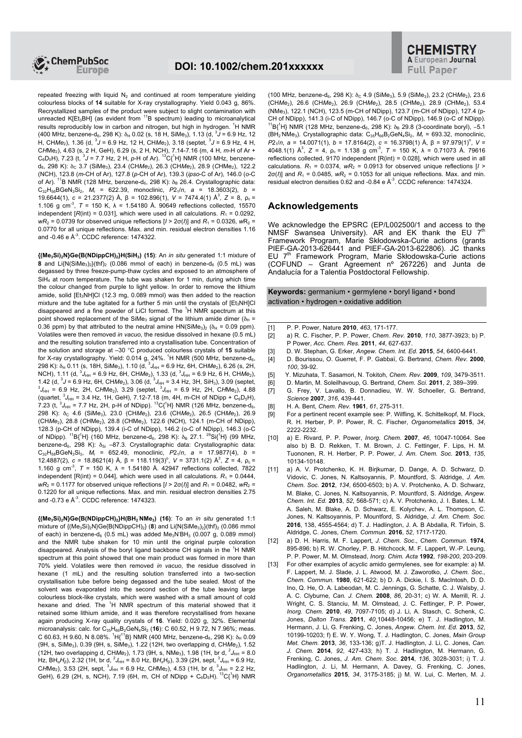repeated freezing with liquid $N_2$ and continued at room temperature yielding colourless blocks of **14** suitable for X-ray crystallography. Yield 0.043 g, 86%. Recrystallized samples of the product were subject to slight contamination with unreacted K[Et$_3$BH] (as evident from $^{11}$B spectrum) leading to microanalytical results reproducibly low in carbon and nitrogen, but high in hydrogen. $^1$H NMR (400 MHz, benzene-d$_6$, 298 K): $\delta_H$ 0.02 (s, 18 H, SiMe$_3$), 1.13 (d, $^3J$ = 6.9 Hz, 12 H, CH*Me*$_2$), 1.36 (d, $^3J$ = 6.9 Hz, 12 H, CH*Me*$_2$), 3.18 (septet, $^3J$ = 6.9 Hz, 4 H, C*H*Me$_2$), 4.63 (s, 2 H, GeH), 6.29 (s, 2 H, NCH), 7.14-7.16 (m, 4 H, *m*-H of Ar + C$_6$D$_5$H), 7.23 (t, $^3J$ = 7.7 Hz, 2 H, *p*-H of Ar). $^{13}$C{$^1$H} NMR (100 MHz, benzene-d$_6$, 298 K): $\delta_C$ 3.7 (SiMe$_3$), 23.4 (CH*Me*$_2$), 26.3 (CH*Me*$_2$), 28.9 (*C*HMe$_2$), 122.2 (NCH), 123.8 (*m*-CH of Ar), 127.8 (*p*-CH of Ar), 139.3 (*ipso*-C of Ar), 146.0 (*o*-C of Ar). $^{11}$B NMR (128 MHz, benzene-d$_6$, 298 K): $\delta_B$ 26.4. Crystallographic data: C$_{32}$H$_{56}$BGeN$_3$Si$_2$, $M_r$ = 622.39, monoclinic, $P2_1/n$, $a$ = 18.3603(2), $b$ = 19.6644(1), $c$ = 21.2377(2) Å, β = 102.896(1), $V$ = 7474.4(1) Å$^3$, $Z$ = 8, $\rho_c$ = 1.106 g cm$^{-3}$, $T$ = 150 K, λ = 1.54180 Å. 90649 reflections collected, 15570 independent [$R$(int) = 0.031], which were used in all calculations. $R_1$ = 0.0292, $wR_2$ = 0.0739 for observed unique reflections [$I > 2\sigma(I)$] and $R_1$ = 0.0326, $wR_2$ = 0.0770 for all unique reflections. Max. and min. residual electron densities 1.16 and -0.46 e Å$^{-3}$. CCDC reference: 1474322.

**{(Me$_3$Si)$_2$N}Ge{B(NDippCH)$_2$}H(SiH$_3$) (15)**: An *in situ* generated 1:1 mixture of **8** and Li{N(SiMe$_3$)$_2$}(thf)$_2$ (0.086 mmol of each) in benzene-d$_6$ (0.5 mL) was degassed by three freeze-pump-thaw cycles and exposed to an atmosphere of SiH$_4$ at room temperature. The tube was shaken for 1 min, during which time the colour changed from purple to light yellow. In order to remove the lithium amide, solid [Et$_3$NH]Cl (12.3 mg, 0.089 mmol) was then added to the reaction mixture and the tube agitated for a further 5 min until the crystals of [Et$_3$NH]Cl disappeared and a fine powder of LiCl formed. The $^1$H NMR spectrum at this point showed replacement of the SiMe$_3$ signal of the lithium amide dimer ($\delta_H$ = 0.36 ppm) by that attributed to the neutral amine HN(SiMe$_3$)$_2$ ($\delta_H$ = 0.09 ppm). Volatiles were then removed *in vacuo*, the residue dissolved in hexane (0.5 mL) and the resulting solution transferred into a crystallisation tube. Concentration of the solution and storage at –30 °C produced colourless crystals of **15** suitable for X-ray crystallography. Yield: 0.014 g, 24%. $^1$H NMR (500 MHz, benzene-d$_6$, 298 K): $\delta_H$ 0.11 (s, 18H, SiMe$_3$), 1.10 (d, $^3J_{HH}$ = 6.9 Hz, 6H, CH*Me*$_2$), 6.26 (s, 2H, NCH), 1.11 (d, $^3J_{HH}$ = 6.9 Hz, 6H, CH*Me*$_2$), 1.33 (d, $^3J_{HH}$ = 6.9 Hz, 6 H, CH*Me*$_2$), 1.42 (d, $^3J$ = 6.9 Hz, 6H, CH*Me*$_2$), 3.06 (d, $^3J_{HH}$ = 3.4 Hz, 3H, SiH$_3$), 3.09 (septet, $^3J_{HH}$ = 6.9 Hz, 2H, C*H*Me$_2$), 3.29 (septet, $^3J_{HH}$ = 6.9 Hz, 2H, C*H*Me$_2$), 4.88 (quartet, $^3J_{HH}$ = 3.4 Hz, 1H, GeH), 7.12-7.18 (m, 4H, m-CH of NDipp + C$_6$D$_5$H), 7.23 (t, $^3J_{HH}$ = 7.7 Hz, 2H, p-H of NDipp). $^{13}$C{$^1$H} NMR (126 MHz, benzene-d$_6$, 298 K): $\delta_C$ 4.6 (SiMe$_3$), 23.0 (CH*Me*$_2$), 23.6 (CH*Me*$_2$), 26.5 (CH*Me*$_2$), 26.9 (CH*Me*$_2$), 28.8 (*C*HMe$_2$), 28.8 (*C*HMe$_2$), 122.6 (NCH), 124.1 (m-CH of NDipp), 128.3 (p-CH of NDipp), 139.4 (i-C of NDipp), 146.2 (o-C of NDipp), 146.3 (o-C of NDipp). $^{11}$B{$^1$H} (160 MHz, benzene-d$_6$, 298 K): $\delta_B$ 27.1. $^{29}$Si{$^1$H} (99 MHz, benzene-d$_6$, 298 K): $\delta_{Si}$ –87.3. Crystallographic data: C$_{32}$H$_{58}$BGeN$_3$Si$_3$, $M_r$ = 652.49, monoclinic, $P2_1/n$, $a$ = 17.9877(4), $b$ = 12.4887(2), $c$ = 18.8621(4) Å, β = 118.119(3)°, $V$ = 3731.1(2) Å$^3$, $Z$ = 4, $\rho_c$ = 1.160 g cm$^{-3}$, $T$ = 150 K, λ = 1.54180 Å. 42947 reflections collected, 7822 independent [R(int) = 0.044], which were used in all calculations. $R_1$ = 0.0444, $wR_2$ = 0.1177 for observed unique reflections [$I > 2\sigma(I)$] and $R_1$ = 0.0482, $wR_2$ = 0.1220 for all unique reflections. Max. and min. residual electron densities 2.75 and -0.73 e Å$^{-3}$. CCDC reference: 1474323.

**{(Me$_3$Si)$_2$N}Ge{B(NDippCH)$_2$}H(BH$_2$·NMe$_3$) (16)**: To an *in situ* generated 1:1 mixture of {(Me$_3$Si)$_2$N}Ge{B(NDippCH)$_2$} (**8**) and Li{N(SiMe$_3$)$_2$}(thf)$_2$ (0.086 mmol of each) in benzene-d$_6$ (0.5 mL) was added Me$_3$N·BH$_3$ (0.007 g, 0.089 mmol) and the NMR tube shaken for 10 min until the original purple colouration disappeared. Analysis of the boryl ligand backbone CH signals in the $^1$H NMR spectrum at this point showed that one main product was formed in more than 70% yield. Volatiles were then removed *in vacuo*, the residue dissolved in hexane (1 mL) and the resulting solution transferred into a two-section crystallisation tube before being degassed and the tube sealed. Most of the solvent was evaporated into the second section of the tube leaving large colourless block-like crystals, which were washed with a small amount of cold hexane and dried. The $^1$H NMR spectrum of this material showed that it retained some lithium amide, and it was therefore recrystallised from hexane again producing X-ray quality crystals of **16**. Yield: 0.020 g, 32%. Elemental microanalysis: calc. for C$_{35}$H$_{66}$B$_2$GeN$_4$Si$_2$ (**16**): C 60.52, H 9.72, N 7.96%; meas. C 60.63, H 9.60, N 8.08%. $^1$H{$^{11}$B} NMR (400 MHz, benzene-d$_6$, 298 K): $\delta_H$ 0.09 (9H, s, SiMe$_3$), 0.39 (9H, s, SiMe$_3$), 1.22 (12H, two overlapping d, CH*Me*$_2$), 1.52 (12H, two overlapping d, CH*Me*$_2$), 1.73 (9H, s, NMe$_3$), 1.98 (1H, br d, $^2J_{HH}$ = 8.0 Hz, BH$_\alpha$*H*$_\beta$), 2.32 (1H, br d, $^2J_{HH}$ = 8.0 Hz, B*H*$_\alpha$H$_\beta$), 3.39 (2H, sept, $^3J_{HH}$ = 6.9 Hz, C*H*Me$_2$), 3.53 (2H, sept, $^3J_{HH}$ = 6.9 Hz, C*H*Me$_2$), 4.53 (1H, br d, $^3J_{HH}$ = 2.2 Hz, GeH), 6.29 (2H, s, NCH), 7.19 (6H, m, CH of NDipp + C$_6$D$_5$H). $^{13}$C{$^1$H} NMR (100 MHz, benzene-d$_6$, 298 K): $\delta_C$ 4.9 (SiMe$_3$), 5.9 (SiMe$_3$), 23.2 (CH*Me*$_2$), 23.6 (CH*Me*$_2$), 26.6 (CH*Me*$_2$), 26.9 (CH*Me*$_2$), 28.5 (*C*HMe$_2$), 28.9 (*C*HMe$_2$), 53.4 (NMe$_3$), 122.1 (NCH), 123.5 (m-CH of NDipp), 123.7 (m-CH of NDipp), 127.4 (p-CH of NDipp), 141.3 (i-C of NDipp), 146.7 (o-C of NDipp), 146.9 (o-C of NDipp). $^{11}$B{$^1$H} NMR (128 MHz, benzene-d$_6$, 298 K): $\delta_B$ 29.8 (3-coordinate boryl), –5.1 (BH$_2$·NMe$_3$). Crystallographic data: C$_{35}$H$_{66}$B$_2$GeN$_4$Si$_2$, $M_r$ = 693.32, monoclinic, $P2_1/n$, $a$ = 14.0071(1), $b$ = 17.8164(2), $c$ = 16.3798(1) Å, β = 97.979(1)°, $V$ = 4048.1(1) Å$^3$, $Z$ = 4, $\rho_c$ = 1.138 g cm$^{-3}$, $T$ = 150 K, λ = 0.71073 Å. 79616 reflections collected, 9170 independent [R(int) = 0.028], which were used in all calculations. $R_1$ = 0.0374, $wR_2$ = 0.0913 for observed unique reflections [$I > 2\sigma(I)$] and $R_1$ = 0.0485, $wR_2$ = 0.1053 for all unique reflections. Max. and min. residual electron densities 0.62 and -0.84 e Å$^{-3}$. CCDC reference: 1474324.

## Acknowledgements

We acknowledge the EPSRC (EP/L002500/1 and access to the NMSF Swansea University). AR and EK thank the EU 7$^{th}$ Framework Program, Marie Skłodowska-Curie actions (grants PIEF-GA-2013-626441 and PIEF-GA-2013-622806). JC thanks EU 7$^{th}$ Framework Program, Marie Skłodowska-Curie actions (COFUND – Grant Agreement nº 267226) and Junta de Andalucía for a Talentia Postdoctoral Fellowship.

**Keywords:** germanium • germylene • boryl ligand • bond activation • hydrogen • oxidative addition

[1] P. P. Power, Nature **2010**, *463*, 171-177.
[2] a) R. C. Fischer, P. P. Power, *Chem. Rev.* **2010**, *110*, 3877-3923; b) P. P Power, *Acc. Chem. Res.* **2011**, *44*, 627-637.
[3] D. W. Stephan, G. Erker, *Angew. Chem. Int. Ed.* **2015**, *54*, 6400-6441.
[4] D. Bourissou, O. Guerret, F. P. Gabbaï, G. Bertrand, *Chem. Rev.* **2000**, *100*, 39-92.
[5] Y. Mizuhata, T. Sasamori, N. Tokitoh, *Chem. Rev.* **2009**, *109*, 3479-3511.
[6] D. Martin, M. Soleilhavoup, G. Bertrand, *Chem. Sci.* **2011**, *2*, 389–399.
[7] G. Frey, V. Lavallo, B. Donnadieu, W. W. Schoeller, G. Bertrand, *Science* **2007**, *316*, 439-441.
[8] H. A. Bent, *Chem. Rev.* **1961**, *61*, 275-311.
[9] For a pertinent recent example see: P. Wilfling, K. Schittelkopf, M. Flock, R. H. Herber, P. P. Power, R. C. Fischer, *Organometallics* **2015**, *34*, 2222-2232.
[10] a) E. Rivard, P. P. Power, *Inorg. Chem.* **2007**, *46*, 10047-10064. See also b) B. D. Rekken, T. M. Brown, J. C. Fettinger, F. Lips, H. M. Tuononen, R. H. Herber, P. P. Power, *J. Am. Chem. Soc.* **2013**, *135*, 10134-10148.
[11] a) A. V. Protchenko, K. H. Birjkumar, D. Dange, A. D. Schwarz, D. Vidovic, C. Jones, N. Kaltsoyannis, P. Mountford, S. Aldridge, *J. Am. Chem. Soc.* **2012**, *134*, 6500-6503; b) A. V. Protchenko, A. D. Schwarz, M. Blake, C. Jones, N. Kaltsoyannis, P. Mountford, S. Aldridge, *Angew. Chem. Int. Ed.* **2013**, *52*, 568-571; c) A. V. Protchenko, J. I. Bates, L. M. A. Saleh, M. Blake, A. D. Schwarz, E. Kolychev, A. L. Thompson, C. Jones, N. Kaltsoyannis, P. Mountford, S. Aldridge, *J. Am. Chem. Soc.* **2016**, 138, 4555-4564; d) T. J. Hadlington, J. A. B Abdalla, R. Tirfoin, S. Aldridge, C. Jones, *Chem. Commun.* **2016**, *52*, 1717-1720.
[12] a) D. H. Harris, M. F. Lappert, *J. Chem. Soc., Chem. Commun.* **1974**, 895-896; b) R. W. Chorley, P. B. Hitchcock, M. F. Lappert, W.-P. Leung, P. P. Power, M. M. Olmstead, *Inorg. Chim. Acta* **1992**, *198-200*, 203-209.
[13] For other examples of acyclic amido germylenes, see for example: a) M. F. Lappert, M. J. Slade, J. L. Atwood, M. J. Zaworotko, *J. Chem. Soc., Chem. Commun.* **1980**, 621-622; b) D. A. Dickie, I. S. MacIntosh, D. D. Ino, Q. He, O. A. Labeodan, M. C. Jennings, G. Schatte, C. J. Walsby, J. A. C. Clyburne, *Can. J. Chem.* **2008**, *86*, 20-31; c) W. A. Merrill, R. J. Wright, C. S. Stanciu, M. M. Olmstead, J. C. Fettinger, P. P. Power, *Inorg. Chem.* **2010**, *49*, 7097-7105; d) J. Li, A. Stasch, C. Schenk, C. Jones, *Dalton Trans.* **2011**, *40*¸10448-10456; e) T. J. Hadlington, M. Hermann, J. Li, G. Frenking, C. Jones, *Angew. Chem. Int. Ed.* **2013**, *52*, 10199-10203; f) E. W. Y. Wong, T. J. Hadlington, C. Jones, *Main Group Met. Chem.* **2013**, *36*, 133-136; g)T. J. Hadlington, J. Li, C. Jones, *Can. J. Chem.* **2014**, *92*, 427-433; h) T. J. Hadlington, M. Hermann, G. Frenking, C. Jones, *J. Am. Chem. Soc.* **2014**, *136*, 3028-3031; i) T. J. Hadlington, J. Li, M. Hermann, A. Davey, G. Frenking, C. Jones, *Organometallics* **2015**, *34*, 3175-3185; j) M. W. Lui, C. Merten, M. J.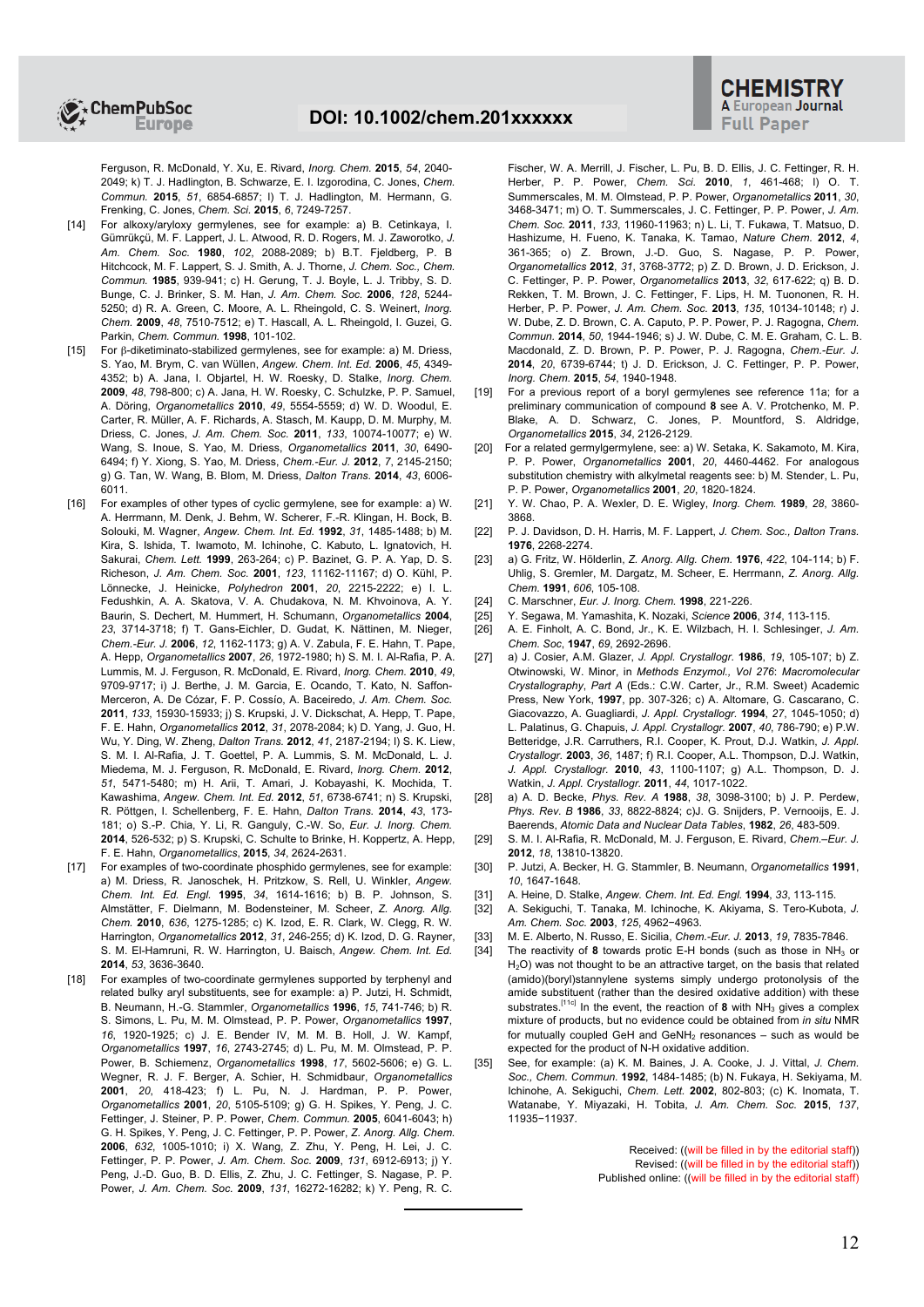Ferguson, R. McDonald, Y. Xu, E. Rivard, *Inorg. Chem.* **2015**, *54*, 2040-2049; k) T. J. Hadlington, B. Schwarze, E. I. Izgorodina, C. Jones, *Chem. Commun.* **2015**, *51*, 6854-6857; l) T. J. Hadlington, M. Hermann, G. Frenking, C. Jones, *Chem. Sci.* **2015**, *6*, 7249-7257.

[14] For alkoxy/aryloxy germylenes, see for example: a) B. Cetinkaya, I. Gümrükçü, M. F. Lappert, J. L. Atwood, R. D. Rogers, M. J. Zaworotko, *J. Am. Chem. Soc.* **1980**, *102*, 2088-2089; b) B.T. Fjeldberg, P. B Hitchcock, M. F. Lappert, S. J. Smith, A. J. Thorne, *J. Chem. Soc., Chem. Commun.* **1985**, 939-941; c) H. Gerung, T. J. Boyle, L. J. Tribby, S. D. Bunge, C. J. Brinker, S. M. Han, *J. Am. Chem. Soc.* **2006**, *128*, 5244-5250; d) R. A. Green, C. Moore, A. L. Rheingold, C. S. Weinert, *Inorg. Chem.* **2009**, *48*, 7510-7512; e) T. Hascall, A. L. Rheingold, I. Guzei, G. Parkin, *Chem. Commun.* **1998**, 101-102.

[15] For β-diketiminato-stabilized germylenes, see for example: a) M. Driess, S. Yao, M. Brym, C. van Wüllen, *Angew. Chem. Int. Ed.* **2006**, *45*, 4349-4352; b) A. Jana, I. Objartel, H. W. Roesky, D. Stalke, *Inorg. Chem.* **2009**, *48*, 798-800; c) A. Jana, H. W. Roesky, C. Schulzke, P. P. Samuel, A. Döring, *Organometallics* **2010**, *49*, 5554-5559; d) W. D. Woodul, E. Carter, R. Müller, A. F. Richards, A. Stasch, M. Kaupp, D. M. Murphy, M. Driess, C. Jones, *J. Am. Chem. Soc.* **2011**, *133*, 10074-10077; e) W. Wang, S. Inoue, S. Yao, M. Driess, *Organometallics* **2011**, *30*, 6490-6494; f) Y. Xiong, S. Yao, M. Driess, *Chem.-Eur. J.* **2012**, *7*, 2145-2150; g) G. Tan, W. Wang, B. Blom, M. Driess, *Dalton Trans.* **2014**, *43*, 6006-6011.

[16] For examples of other types of cyclic germylene, see for example: a) W. A. Herrmann, M. Denk, J. Behm, W. Scherer, F.-R. Klingan, H. Bock, B. Solouki, M. Wagner, *Angew. Chem. Int. Ed.* **1992**, *31*, 1485-1488; b) M. Kira, S. Ishida, T. Iwamoto, M. Ichinohe, C. Kabuto, L. Ignatovich, H. Sakurai, *Chem. Lett.* **1999**, 263-264; c) P. Bazinet, G. P. A. Yap, D. S. Richeson, *J. Am. Chem. Soc.* **2001**, *123*, 11162-11167; d) O. Kühl, P. Lönnecke, J. Heinicke, *Polyhedron* **2001**, *20*, 2215-2222; e) I. L. Fedushkin, A. A. Skatova, V. A. Chudakova, N. M. Khvoinova, A. Y. Baurin, S. Dechert, M. Hummert, H. Schumann, *Organometallics* **2004**, *23*, 3714-3718; f) T. Gans-Eichler, D. Gudat, K. Nättinen, M. Nieger, *Chem.-Eur. J.* **2006**, *12*, 1162-1173; g) A. V. Zabula, F. E. Hahn, T. Pape, A. Hepp, *Organometallics* **2007**, *26*, 1972-1980; h) S. M. I. Al-Rafia, P. A. Lummis, M. J. Ferguson, R. McDonald, E. Rivard, *Inorg. Chem.* **2010**, *49*, 9709-9717; i) J. Berthe, J. M. Garcia, E. Ocando, T. Kato, N. Saffon-Merceron, A. De Cózar, F. P. Cossío, A. Baceiredo, *J. Am. Chem. Soc.* **2011**, *133*, 15930-15933; j) S. Krupski, J. V. Dickschat, A. Hepp, T. Pape, F. E. Hahn, *Organometallics* **2012**, *31*, 2078-2084; k) D. Yang, J. Guo, H. Wu, Y. Ding, W. Zheng, *Dalton Trans.* **2012**, *41*, 2187-2194; l) S. K. Liew, S. M. I. Al-Rafia, J. T. Goettel, P. A. Lummis, S. M. McDonald, L. J. Miedema, M. J. Ferguson, R. McDonald, E. Rivard, *Inorg. Chem.* **2012**, *51*, 5471-5480; m) H. Arii, T. Amari, J. Kobayashi, K. Mochida, T. Kawashima, *Angew. Chem. Int. Ed.* **2012**, *51*, 6738-6741; n) S. Krupski, R. Pöttgen, I. Schellenberg, F. E. Hahn, *Dalton Trans.* **2014**, *43*, 173-181; o) S.-P. Chia, Y. Li, R. Ganguly, C.-W. So, *Eur. J. Inorg. Chem.* **2014**, 526-532; p) S. Krupski, C. Schulte to Brinke, H. Koppertz, A. Hepp, F. E. Hahn, *Organometallics*, **2015**, *34*, 2624-2631.

[17] For examples of two-coordinate phosphido germylenes, see for example: a) M. Driess, R. Janoschek, H. Pritzkow, S. Rell, U. Winkler, *Angew. Chem. Int. Ed. Engl.* **1995**, *34*, 1614-1616; b) B. P. Johnson, S. Almstätter, F. Dielmann, M. Bodensteiner, M. Scheer, *Z. Anorg. Allg. Chem.* **2010**, *636*, 1275-1285; c) K. Izod, E. R. Clark, W. Clegg, R. W. Harrington, *Organometallics* **2012**, *31*, 246-255; d) K. Izod, D. G. Rayner, S. M. El-Hamruni, R. W. Harrington, U. Baisch, *Angew. Chem. Int. Ed.* **2014**, *53*, 3636-3640.

[18] For examples of two-coordinate germylenes supported by terphenyl and related bulky aryl substituents, see for example: a) P. Jutzi, H. Schmidt, B. Neumann, H.-G. Stammler, *Organometallics* **1996**, *15*, 741-746; b) R. S. Simons, L. Pu, M. M. Olmstead, P. P. Power, *Organometallics* **1997**, *16*, 1920-1925; c) J. E. Bender IV, M. M. B. Holl, J. W. Kampf, *Organometallics* **1997**, *16*, 2743-2745; d) L. Pu, M. M. Olmstead, P. P. Power, B. Schiemenz, *Organometallics* **1998**, *17*, 5602-5606; e) G. L. Wegner, R. J. F. Berger, A. Schier, H. Schmidbaur, *Organometallics* **2001**, *20*, 418-423; f) L. Pu, N. J. Hardman, P. P. Power, *Organometallics* **2001**, *20*, 5105-5109; g) G. H. Spikes, Y. Peng, J. C. Fettinger, J. Steiner, P. P. Power, *Chem. Commun.* **2005**, 6041-6043; h) G. H. Spikes, Y. Peng, J. C. Fettinger, P. P. Power, *Z. Anorg. Allg. Chem.* **2006**, *632*, 1005-1010; i) X. Wang, Z. Zhu, Y. Peng, H. Lei, J. C. Fettinger, P. P. Power, *J. Am. Chem. Soc.* **2009**, *131*, 6912-6913; j) Y. Peng, J.-D. Guo, B. D. Ellis, Z. Zhu, J. C. Fettinger, S. Nagase, P. P. Power, *J. Am. Chem. Soc.* **2009**, *131*, 16272-16282; k) Y. Peng, R. C. Fischer, W. A. Merrill, J. Fischer, L. Pu, B. D. Ellis, J. C. Fettinger, R. H. Herber, P. P. Power, *Chem. Sci.* **2010**, *1*, 461-468; l) O. T. Summerscales, M. M. Olmstead, P. P. Power, *Organometallics* **2011**, *30*, 3468-3471; m) O. T. Summerscales, J. C. Fettinger, P. P. Power, *J. Am. Chem. Soc.* **2011**, *133*, 11960-11963; n) L. Li, T. Fukawa, T. Matsuo, D. Hashizume, H. Fueno, K. Tanaka, K. Tamao, *Nature Chem.* **2012**, *4*, 361-365; o) Z. Brown, J.-D. Guo, S. Nagase, P. P. Power, *Organometallics* **2012**, *31*, 3768-3772; p) Z. D. Brown, J. D. Erickson, J. C. Fettinger, P. P. Power, *Organometallics* **2013**, *32*, 617-622; q) B. D. Rekken, T. M. Brown, J. C. Fettinger, F. Lips, H. M. Tuononen, R. H. Herber, P. P. Power, *J. Am. Chem. Soc.* **2013**, *135*, 10134-10148; r) J. W. Dube, Z. D. Brown, C. A. Caputo, P. P. Power, P. J. Ragogna, *Chem. Commun.* **2014**, *50*, 1944-1946; s) J. W. Dube, C. M. E. Graham, C. L. B. Macdonald, Z. D. Brown, P. P. Power, P. J. Ragogna, *Chem.-Eur. J.* **2014**, *20*, 6739-6744; t) J. D. Erickson, J. C. Fettinger, P. P. Power, *Inorg. Chem.* **2015**, *54*, 1940-1948.

[19] For a previous report of a boryl germylenes see reference 11a; for a preliminary communication of compound **8** see A. V. Protchenko, M. P. Blake, A. D. Schwarz, C. Jones, P. Mountford, S. Aldridge, *Organometallics* **2015** *34*, 2126-2129.

[20] For a related germylgermylene, see: a) W. Setaka, K. Sakamoto, M. Kira, P. P. Power, *Organometallics* **2001**, *20*, 4460-4462. For analogous substitution chemistry with alkylmetal reagents see: b) M. Stender, L. Pu, P. P. Power, *Organometallics* **2001**, *20*, 1820-1824.

[21] Y. W. Chao, P. A. Wexler, D. E. Wigley, *Inorg. Chem.* **1989**, *28*, 3860-3868.

[22] P. J. Davidson, D. H. Harris, M. F. Lappert, *J. Chem. Soc., Dalton Trans.* **1976**, 2268-2274.

[23] a) G. Fritz, W. Hölderlin, *Z. Anorg. Allg. Chem.* **1976**, *422*, 104-114; b) F. Uhlig, S. Gremler, M. Dargatz, M. Scheer, E. Herrmann, *Z. Anorg. Allg. Chem.* **1991**, *606*, 105-108.

[24] C. Marschner, *Eur. J. Inorg. Chem.* **1998**, 221-226.

[25] Y. Segawa, M. Yamashita, K. Nozaki, *Science* **2006**, *314*, 113-115.

[26] A. E. Finholt, A. C. Bond, Jr., K. E. Wilzbach, H. I. Schlesinger, *J. Am. Chem. Soc.* **1947**, *69*, 2692-2696.

[27] a) J. Cosier, A.M. Glazer, *J. Appl. Crystallogr.* **1986**, *19*, 105-107; b) Z. Otwinowski, W. Minor, in *Methods Enzymol., Vol 276: Macromolecular Crystallography, Part A* (Eds.: C.W. Carter, J.R. M. Sweet) Academic Press, New York, **1997**, pp. 307-326; c) A. Altomare, G. Cascarano, C. Giacovazzo, A. Guagliardi, *J. Appl. Crystallogr.* **1994**, *27*, 1045-1050; d) L. Palatinus, G. Chapuis, *J. Appl. Crystallogr.* **2007**, *40*, 786-790; e) P.W. Betteridge, J.R. Carruthers, R.I. Cooper, K. Prout, D.J. Watkin, *J. Appl. Crystallogr.* **2003**, *36*, 1487; f) R.I. Cooper, A.L. Thompson, D.J. Watkin, *J. Appl. Crystallogr.* **2010**, *43*, 1100-1107; g) A.L. Thompson, D. J. Watkin, *J. Appl. Crystallogr.* **2011**, *44*, 1017-1022.

[28] a) A. D. Becke, *Phys. Rev. A* **1988**, *38*, 3098-3100; b) J. P. Perdew, *Phys. Rev. B* **1986**, *33*, 8822-8824; c)J. G. Snijders, P. Vernooijs, E. J. Baerends, *Atomic Data and Nuclear Data Tables*, **1982**, *26*, 483-509.

[29] S. M. I. Al-Rafia, R. McDonald, M. J. Ferguson, E. Rivard, *Chem.–Eur. J.* **2012**, *18*, 13810-13820.

[30] P. Jutzi, A. Becker, H. G. Stammler, B. Neumann, *Organometallics* **1991**, *10*, 1647-1648.

[31] A. Heine, D. Stalke, *Angew. Chem. Int. Ed. Engl.* **1994**, *33*, 113-115.

[32] A. Sekiguchi, T. Tanaka, M. Ichinohe, K. Akiyama, S. Tero-Kubota, *J. Am. Chem. Soc.* **2003**, *125*, 4962–4963.

[33] M. E. Alberto, N. Russo, E. Sicilia, *Chem.-Eur. J.* **2013**, *19*, 7835-7846.

[34] The reactivity of **8** towards protic E-H bonds (such as those in $NH_3$ or $H_2O$) was not thought to be an attractive target, on the basis that related (amido)(boryl)stannylene systems simply undergo protonolysis of the amide substituent (rather than the desired oxidative addition) with these substrates.[11d] In the event, the reaction of **8** with $NH_3$ gives a complex mixture of products, but no evidence could be obtained from *in situ* NMR for mutually coupled GeH and $GeNH_2$ resonances – such as would be expected for the product of N-H oxidative addition.

[35] See, for example: (a) K. M. Baines, J. A. Cooke, J. J. Vittal, *J. Chem. Soc., Chem. Commun.* **1992**, 1484-1485; (b) N. Fukaya, H. Sekiyama, M. Ichinohe, A. Sekiguchi, *Chem. Lett.* **2002**, 802-803; (c) K. Inomata, T. Watanabe, Y. Miyazaki, H. Tobita, *J. Am. Chem. Soc.* **2015**, *137*, 11935−11937.

Received: ((will be filled in by the editorial staff))
Revised: ((will be filled in by the editorial staff))
Published online: ((will be filled in by the editorial staff)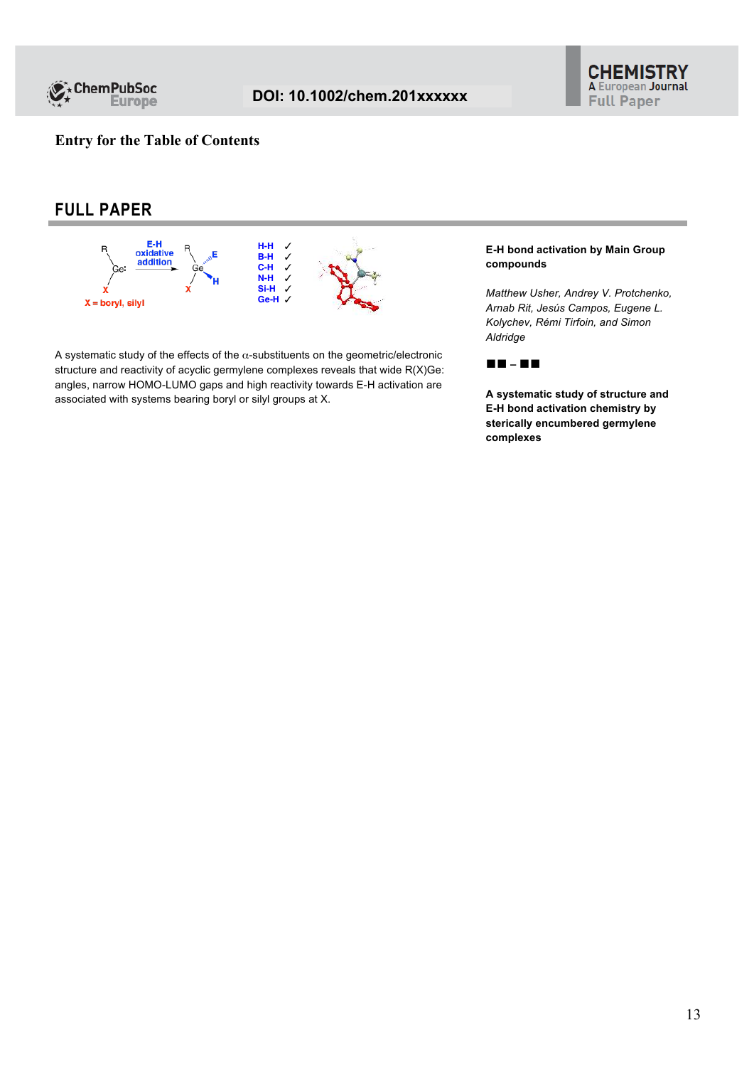## Entry for the Table of Contents

## FULL PAPER

R Ge: X → E-H oxidative addition → R Ge E H X

X = boryl, silyl

H-H ✓
B-H ✓
C-H ✓
N-H ✓
Si-H ✓
Ge-H ✓

A systematic study of the effects of the α-substituents on the geometric/electronic structure and reactivity of acyclic germylene complexes reveals that wide R(X)Ge: angles, narrow HOMO-LUMO gaps and high reactivity towards E-H activation are associated with systems bearing boryl or silyl groups at X.

**E-H bond activation by Main Group compounds**

*Matthew Usher, Andrey V. Protchenko, Arnab Rit, Jesús Campos, Eugene L. Kolychev, Rémi Tirfoin, and Simon Aldridge*

■■ – ■■

**A systematic study of structure and E-H bond activation chemistry by sterically encumbered germylene complexes**